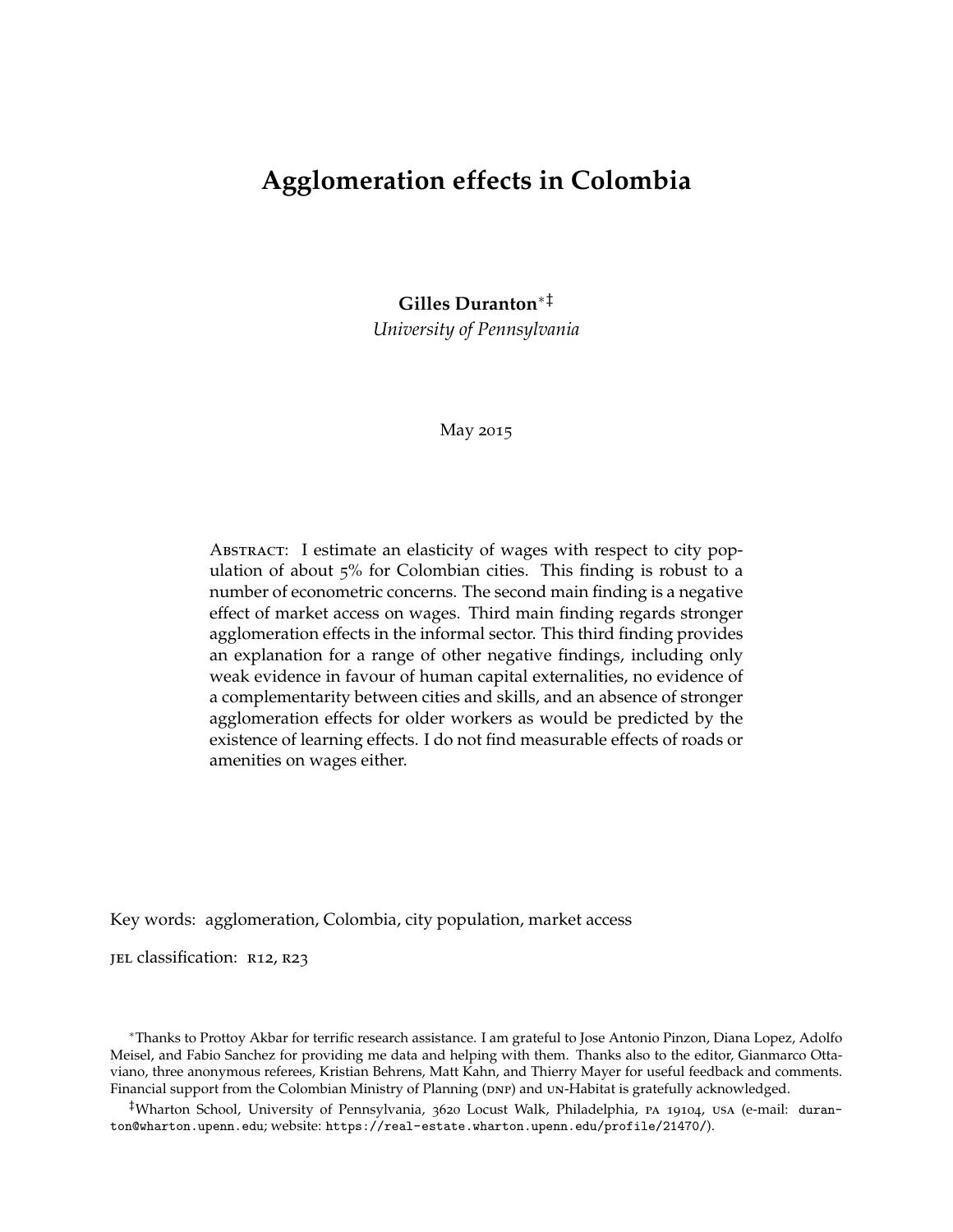# Agglomeration effects in Colombia

**Gilles Duranton**[*‡]

*University of Pennsylvania*

May 2015

Abstract: I estimate an elasticity of wages with respect to city population of about 5% for Colombian cities. This finding is robust to a number of econometric concerns. The second main finding is a negative effect of market access on wages. Third main finding regards stronger agglomeration effects in the informal sector. This third finding provides an explanation for a range of other negative findings, including only weak evidence in favour of human capital externalities, no evidence of a complementarity between cities and skills, and an absence of stronger agglomeration effects for older workers as would be predicted by the existence of learning effects. I do not find measurable effects of roads or amenities on wages either.

Key words: agglomeration, Colombia, city population, market access

JEL classification: R12, R23

[*] Thanks to Prottoy Akbar for terrific research assistance. I am grateful to Jose Antonio Pinzon, Diana Lopez, Adolfo Meisel, and Fabio Sanchez for providing me data and helping with them. Thanks also to the editor, Gianmarco Ottaviano, three anonymous referees, Kristian Behrens, Matt Kahn, and Thierry Mayer for useful feedback and comments. Financial support from the Colombian Ministry of Planning (DNP) and UN-Habitat is gratefully acknowledged.

[‡] Wharton School, University of Pennsylvania, 3620 Locust Walk, Philadelphia, PA 19104, USA (e-mail: duranton@wharton.upenn.edu; website: https://real-estate.wharton.upenn.edu/profile/21470/).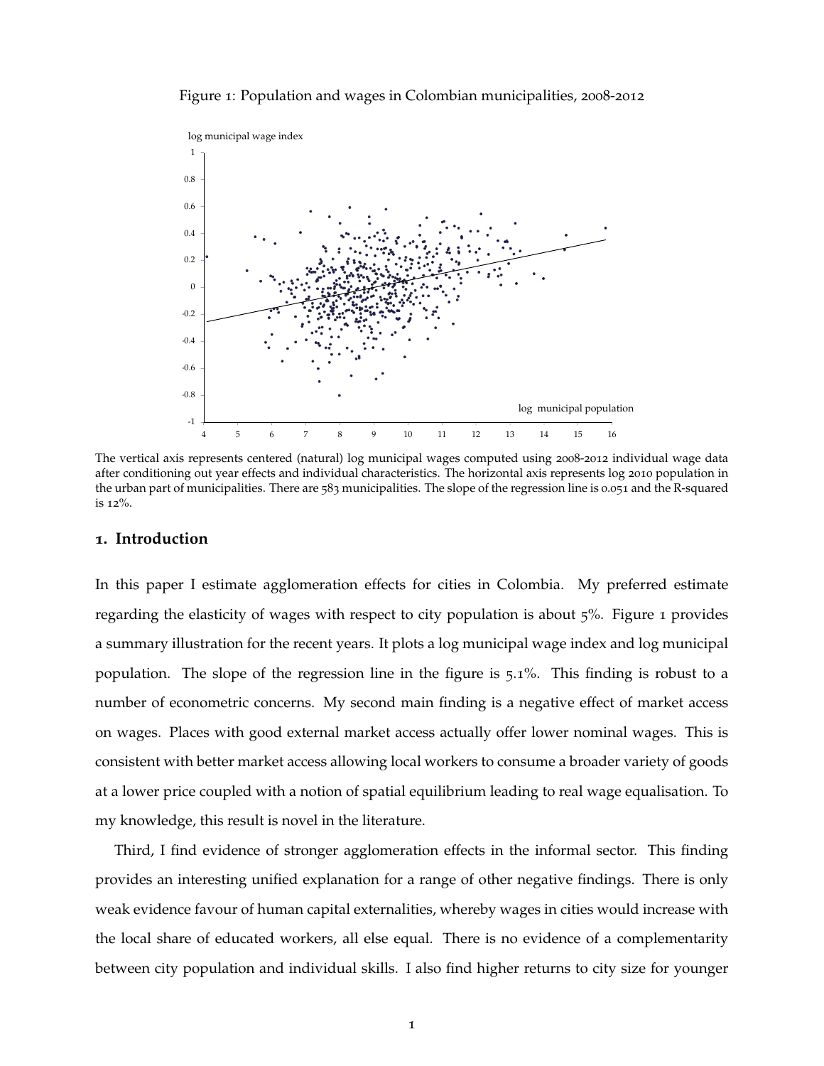Figure 1: Population and wages in Colombian municipalities, 2008-2012

The vertical axis represents centered (natural) log municipal wages computed using 2008-2012 individual wage data after conditioning out year effects and individual characteristics. The horizontal axis represents log 2010 population in the urban part of municipalities. There are 583 municipalities. The slope of the regression line is 0.051 and the R-squared is 12%.

## 1. Introduction

In this paper I estimate agglomeration effects for cities in Colombia. My preferred estimate regarding the elasticity of wages with respect to city population is about 5%. Figure 1 provides a summary illustration for the recent years. It plots a log municipal wage index and log municipal population. The slope of the regression line in the figure is 5.1%. This finding is robust to a number of econometric concerns. My second main finding is a negative effect of market access on wages. Places with good external market access actually offer lower nominal wages. This is consistent with better market access allowing local workers to consume a broader variety of goods at a lower price coupled with a notion of spatial equilibrium leading to real wage equalisation. To my knowledge, this result is novel in the literature.

Third, I find evidence of stronger agglomeration effects in the informal sector. This finding provides an interesting unified explanation for a range of other negative findings. There is only weak evidence favour of human capital externalities, whereby wages in cities would increase with the local share of educated workers, all else equal. There is no evidence of a complementarity between city population and individual skills. I also find higher returns to city size for younger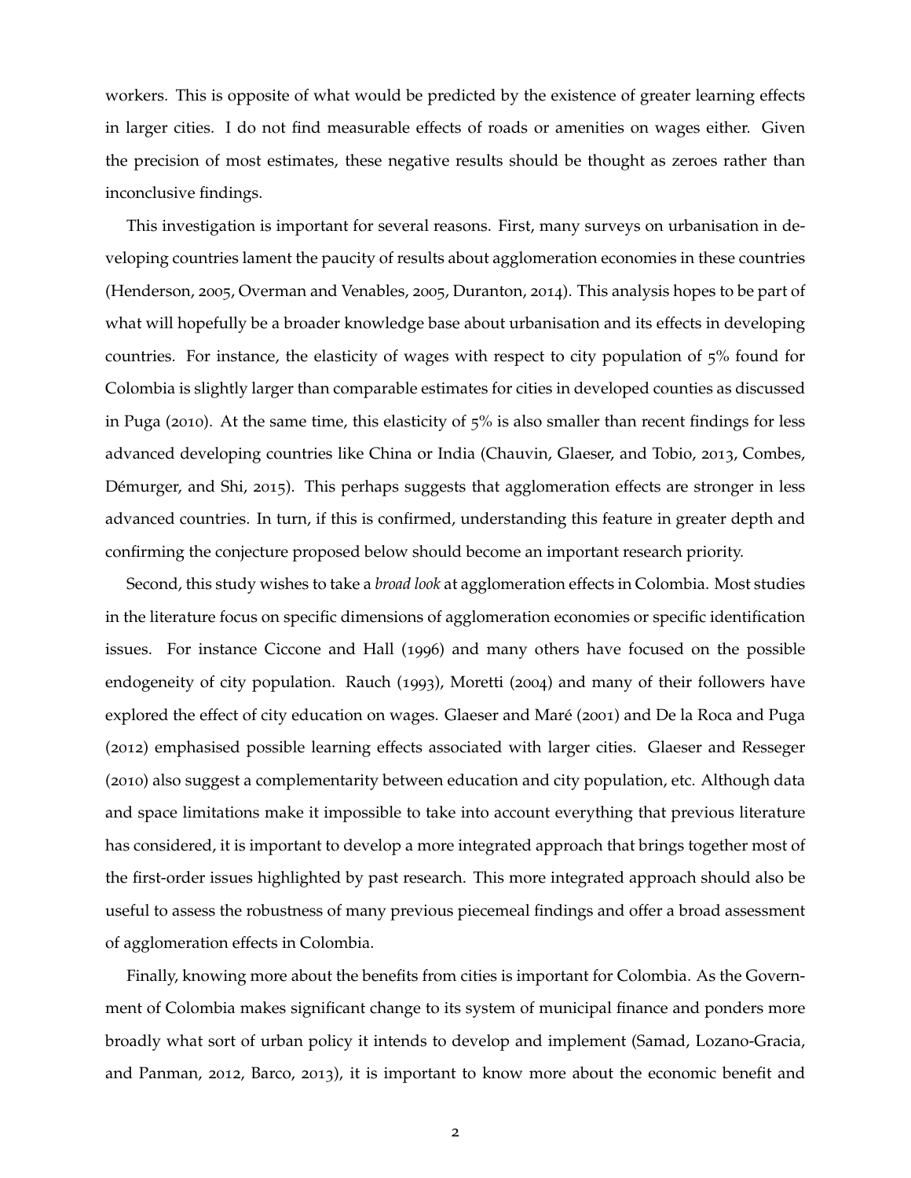workers. This is opposite of what would be predicted by the existence of greater learning effects in larger cities. I do not find measurable effects of roads or amenities on wages either. Given the precision of most estimates, these negative results should be thought as zeroes rather than inconclusive findings.

This investigation is important for several reasons. First, many surveys on urbanisation in developing countries lament the paucity of results about agglomeration economies in these countries (Henderson, 2005, Overman and Venables, 2005, Duranton, 2014). This analysis hopes to be part of what will hopefully be a broader knowledge base about urbanisation and its effects in developing countries. For instance, the elasticity of wages with respect to city population of 5% found for Colombia is slightly larger than comparable estimates for cities in developed counties as discussed in Puga (2010). At the same time, this elasticity of 5% is also smaller than recent findings for less advanced developing countries like China or India (Chauvin, Glaeser, and Tobio, 2013, Combes, Démurger, and Shi, 2015). This perhaps suggests that agglomeration effects are stronger in less advanced countries. In turn, if this is confirmed, understanding this feature in greater depth and confirming the conjecture proposed below should become an important research priority.

Second, this study wishes to take a *broad look* at agglomeration effects in Colombia. Most studies in the literature focus on specific dimensions of agglomeration economies or specific identification issues. For instance Ciccone and Hall (1996) and many others have focused on the possible endogeneity of city population. Rauch (1993), Moretti (2004) and many of their followers have explored the effect of city education on wages. Glaeser and Maré (2001) and De la Roca and Puga (2012) emphasised possible learning effects associated with larger cities. Glaeser and Resseger (2010) also suggest a complementarity between education and city population, etc. Although data and space limitations make it impossible to take into account everything that previous literature has considered, it is important to develop a more integrated approach that brings together most of the first-order issues highlighted by past research. This more integrated approach should also be useful to assess the robustness of many previous piecemeal findings and offer a broad assessment of agglomeration effects in Colombia.

Finally, knowing more about the benefits from cities is important for Colombia. As the Government of Colombia makes significant change to its system of municipal finance and ponders more broadly what sort of urban policy it intends to develop and implement (Samad, Lozano-Gracia, and Panman, 2012, Barco, 2013), it is important to know more about the economic benefit and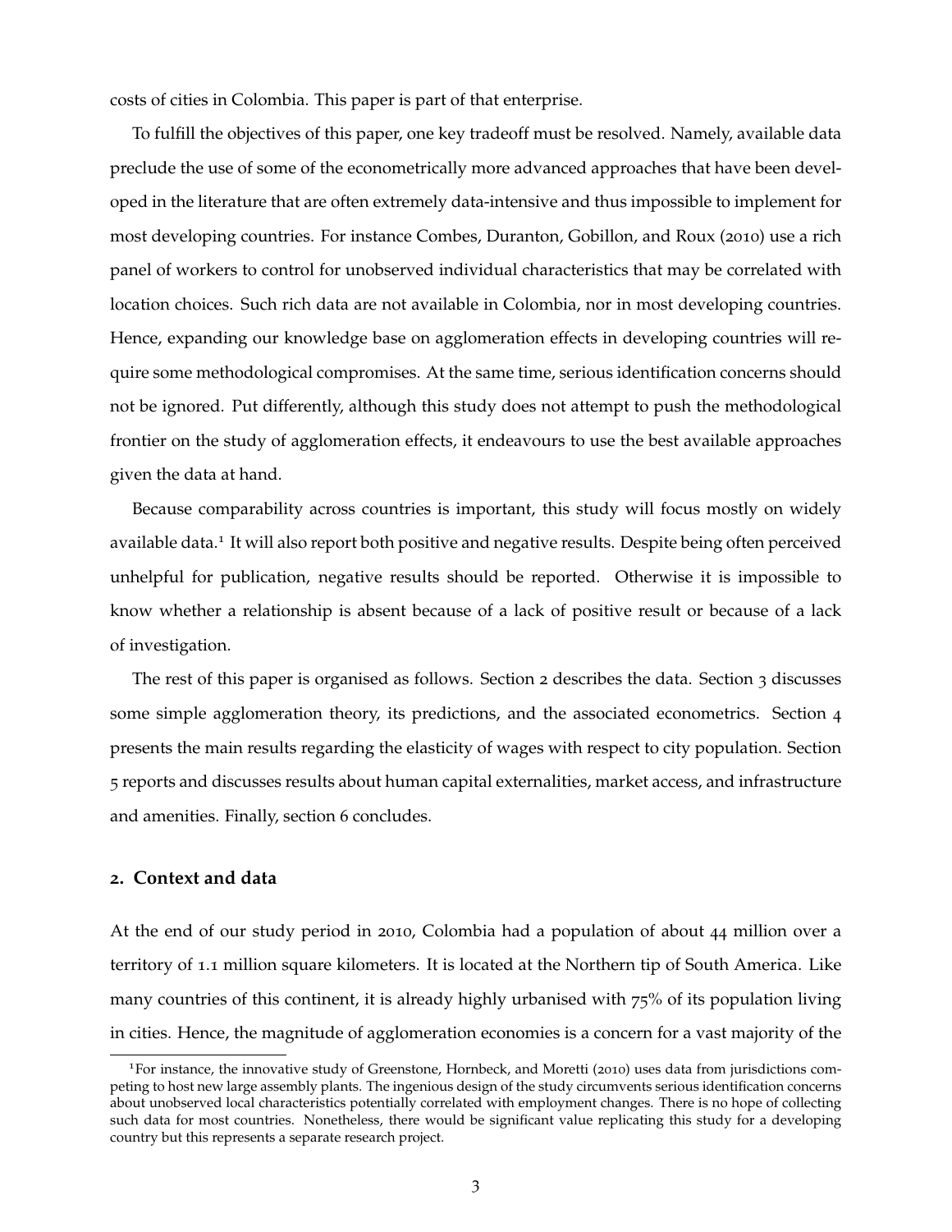costs of cities in Colombia. This paper is part of that enterprise.

To fulfill the objectives of this paper, one key tradeoff must be resolved. Namely, available data preclude the use of some of the econometrically more advanced approaches that have been developed in the literature that are often extremely data-intensive and thus impossible to implement for most developing countries. For instance Combes, Duranton, Gobillon, and Roux (2010) use a rich panel of workers to control for unobserved individual characteristics that may be correlated with location choices. Such rich data are not available in Colombia, nor in most developing countries. Hence, expanding our knowledge base on agglomeration effects in developing countries will require some methodological compromises. At the same time, serious identification concerns should not be ignored. Put differently, although this study does not attempt to push the methodological frontier on the study of agglomeration effects, it endeavours to use the best available approaches given the data at hand.

Because comparability across countries is important, this study will focus mostly on widely available data.[1] It will also report both positive and negative results. Despite being often perceived unhelpful for publication, negative results should be reported. Otherwise it is impossible to know whether a relationship is absent because of a lack of positive result or because of a lack of investigation.

The rest of this paper is organised as follows. Section 2 describes the data. Section 3 discusses some simple agglomeration theory, its predictions, and the associated econometrics. Section 4 presents the main results regarding the elasticity of wages with respect to city population. Section 5 reports and discusses results about human capital externalities, market access, and infrastructure and amenities. Finally, section 6 concludes.

## 2. Context and data

At the end of our study period in 2010, Colombia had a population of about 44 million over a territory of 1.1 million square kilometers. It is located at the Northern tip of South America. Like many countries of this continent, it is already highly urbanised with 75% of its population living in cities. Hence, the magnitude of agglomeration economies is a concern for a vast majority of the

[1] For instance, the innovative study of Greenstone, Hornbeck, and Moretti (2010) uses data from jurisdictions competing to host new large assembly plants. The ingenious design of the study circumvents serious identification concerns about unobserved local characteristics potentially correlated with employment changes. There is no hope of collecting such data for most countries. Nonetheless, there would be significant value replicating this study for a developing country but this represents a separate research project.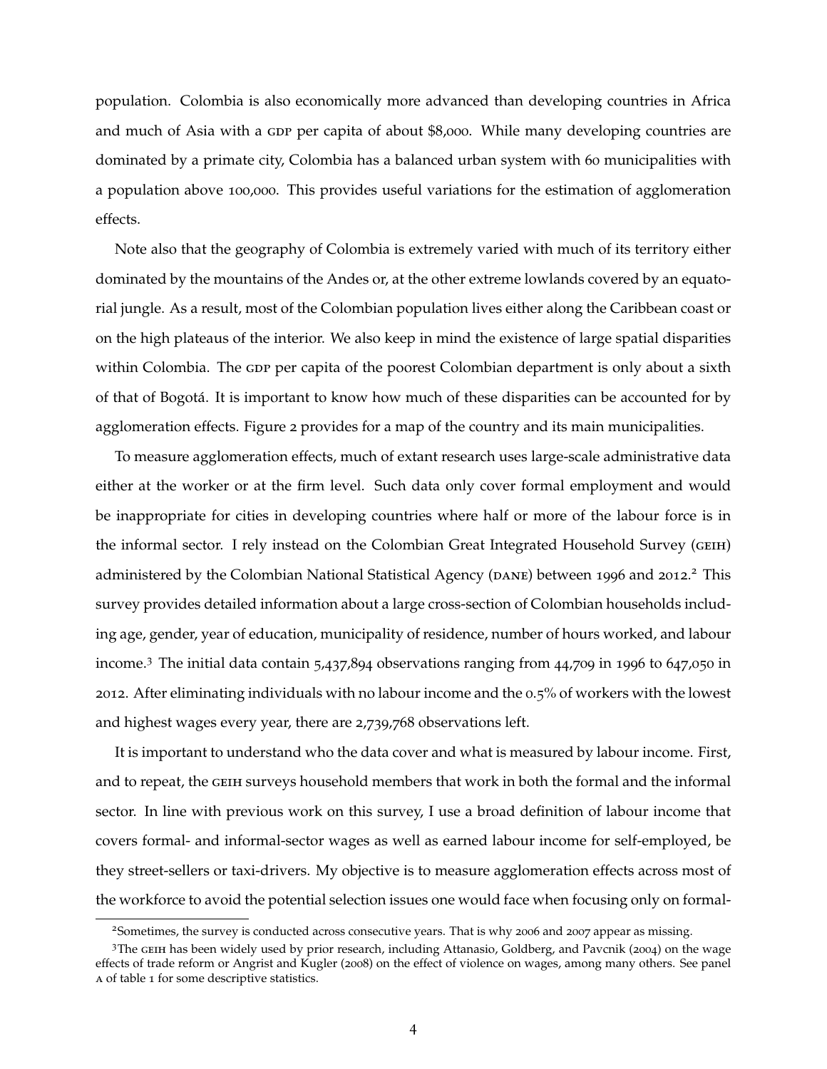population. Colombia is also economically more advanced than developing countries in Africa and much of Asia with a GDP per capita of about $8,000. While many developing countries are dominated by a primate city, Colombia has a balanced urban system with 60 municipalities with a population above 100,000. This provides useful variations for the estimation of agglomeration effects.

Note also that the geography of Colombia is extremely varied with much of its territory either dominated by the mountains of the Andes or, at the other extreme lowlands covered by an equatorial jungle. As a result, most of the Colombian population lives either along the Caribbean coast or on the high plateaus of the interior. We also keep in mind the existence of large spatial disparities within Colombia. The GDP per capita of the poorest Colombian department is only about a sixth of that of Bogotá. It is important to know how much of these disparities can be accounted for by agglomeration effects. Figure 2 provides for a map of the country and its main municipalities.

To measure agglomeration effects, much of extant research uses large-scale administrative data either at the worker or at the firm level. Such data only cover formal employment and would be inappropriate for cities in developing countries where half or more of the labour force is in the informal sector. I rely instead on the Colombian Great Integrated Household Survey (GEIH) administered by the Colombian National Statistical Agency (DANE) between 1996 and 2012.[2] This survey provides detailed information about a large cross-section of Colombian households including age, gender, year of education, municipality of residence, number of hours worked, and labour income.[3] The initial data contain 5,437,894 observations ranging from 44,709 in 1996 to 647,050 in 2012. After eliminating individuals with no labour income and the 0.5% of workers with the lowest and highest wages every year, there are 2,739,768 observations left.

It is important to understand who the data cover and what is measured by labour income. First, and to repeat, the GEIH surveys household members that work in both the formal and the informal sector. In line with previous work on this survey, I use a broad definition of labour income that covers formal- and informal-sector wages as well as earned labour income for self-employed, be they street-sellers or taxi-drivers. My objective is to measure agglomeration effects across most of the workforce to avoid the potential selection issues one would face when focusing only on formal-

[2]Sometimes, the survey is conducted across consecutive years. That is why 2006 and 2007 appear as missing.

[3]The GEIH has been widely used by prior research, including Attanasio, Goldberg, and Pavcnik (2004) on the wage effects of trade reform or Angrist and Kugler (2008) on the effect of violence on wages, among many others. See panel A of table 1 for some descriptive statistics.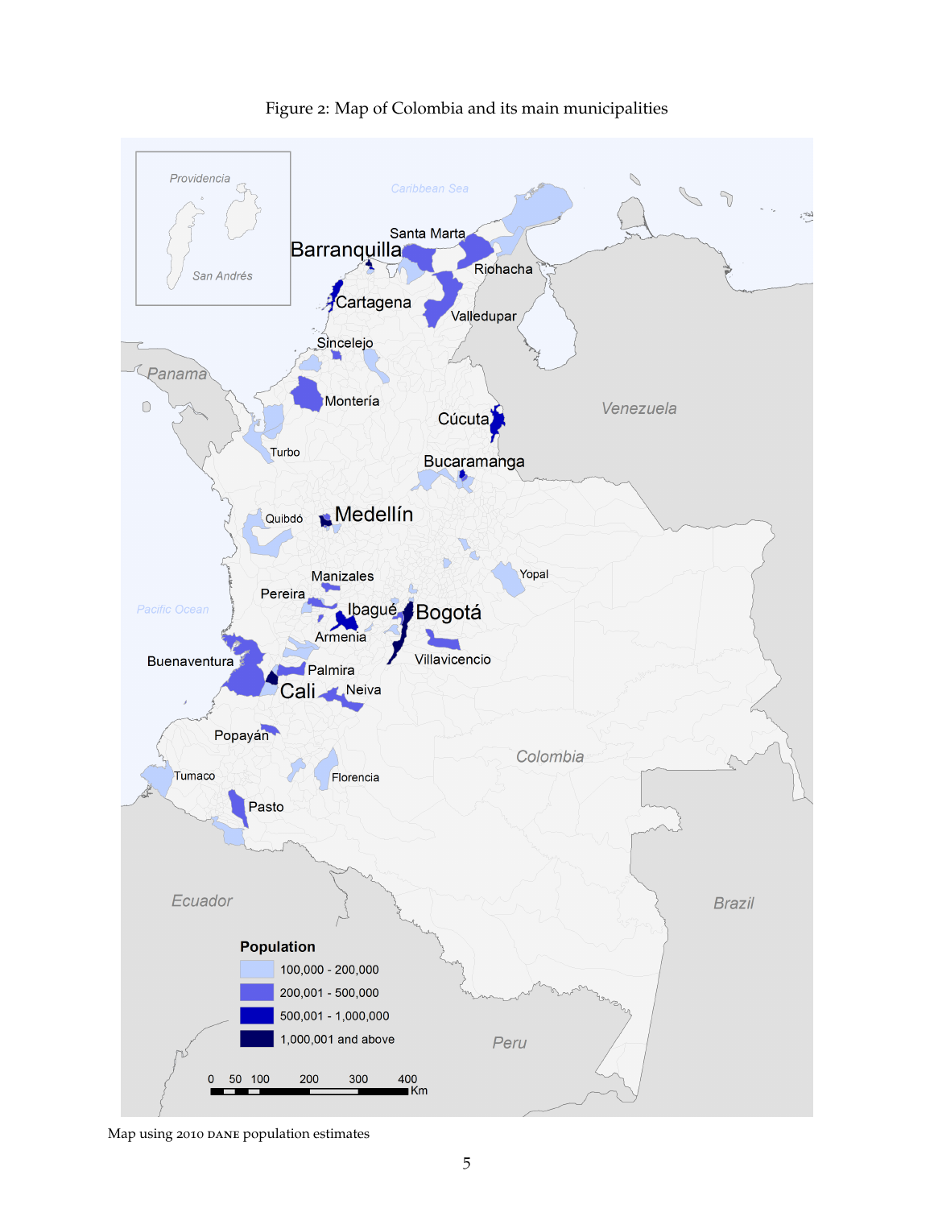Figure 2: Map of Colombia and its main municipalities

Map using 2010 DANE population estimates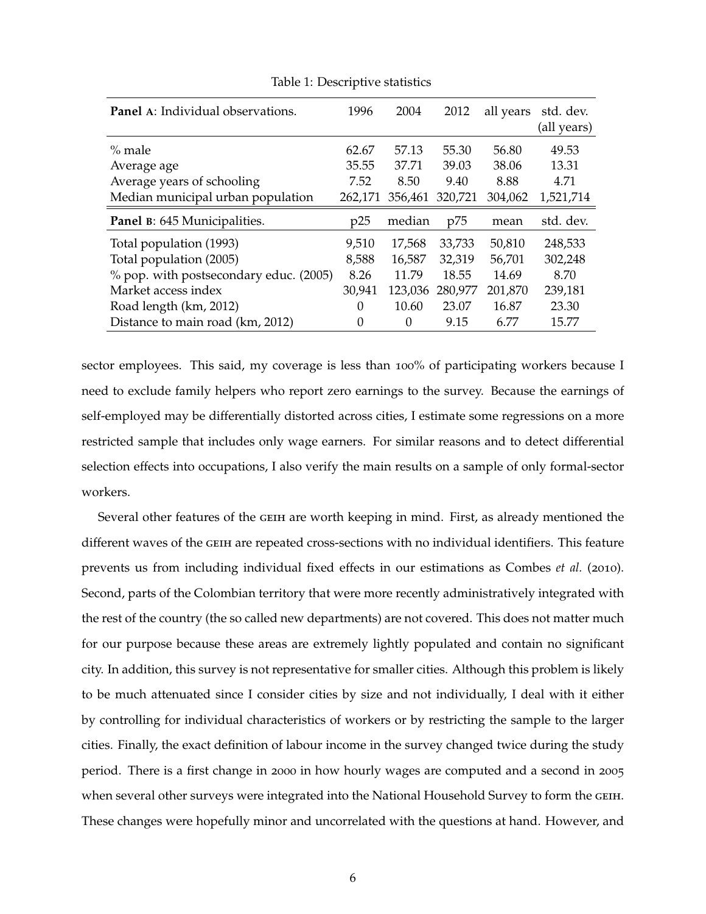Table 1: Descriptive statistics

| **Panel A**: Individual observations. | 1996 | 2004 | 2012 | all years | std. dev. (all years) |
|---|---|---|---|---|---|
| % male | 62.67 | 57.13 | 55.30 | 56.80 | 49.53 |
| Average age | 35.55 | 37.71 | 39.03 | 38.06 | 13.31 |
| Average years of schooling | 7.52 | 8.50 | 9.40 | 8.88 | 4.71 |
| Median municipal urban population | 262,171 | 356,461 | 320,721 | 304,062 | 1,521,714 |
| **Panel B**: 645 Municipalities. | p25 | median | p75 | mean | std. dev. |
| Total population (1993) | 9,510 | 17,568 | 33,733 | 50,810 | 248,533 |
| Total population (2005) | 8,588 | 16,587 | 32,319 | 56,701 | 302,248 |
| % pop. with postsecondary educ. (2005) | 8.26 | 11.79 | 18.55 | 14.69 | 8.70 |
| Market access index | 30,941 | 123,036 | 280,977 | 201,870 | 239,181 |
| Road length (km, 2012) | 0 | 10.60 | 23.07 | 16.87 | 23.30 |
| Distance to main road (km, 2012) | 0 | 0 | 9.15 | 6.77 | 15.77 |

sector employees. This said, my coverage is less than 100% of participating workers because I need to exclude family helpers who report zero earnings to the survey. Because the earnings of self-employed may be differentially distorted across cities, I estimate some regressions on a more restricted sample that includes only wage earners. For similar reasons and to detect differential selection effects into occupations, I also verify the main results on a sample of only formal-sector workers.

Several other features of the GEIH are worth keeping in mind. First, as already mentioned the different waves of the GEIH are repeated cross-sections with no individual identifiers. This feature prevents us from including individual fixed effects in our estimations as Combes *et al.* (2010). Second, parts of the Colombian territory that were more recently administratively integrated with the rest of the country (the so called new departments) are not covered. This does not matter much for our purpose because these areas are extremely lightly populated and contain no significant city. In addition, this survey is not representative for smaller cities. Although this problem is likely to be much attenuated since I consider cities by size and not individually, I deal with it either by controlling for individual characteristics of workers or by restricting the sample to the larger cities. Finally, the exact definition of labour income in the survey changed twice during the study period. There is a first change in 2000 in how hourly wages are computed and a second in 2005 when several other surveys were integrated into the National Household Survey to form the GEIH. These changes were hopefully minor and uncorrelated with the questions at hand. However, and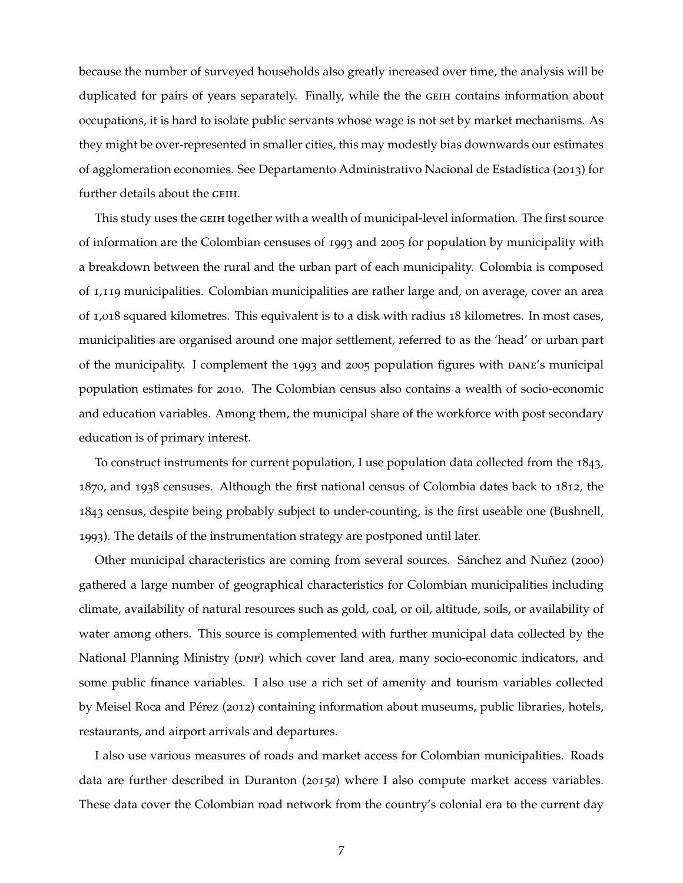because the number of surveyed households also greatly increased over time, the analysis will be duplicated for pairs of years separately. Finally, while the the GEIH contains information about occupations, it is hard to isolate public servants whose wage is not set by market mechanisms. As they might be over-represented in smaller cities, this may modestly bias downwards our estimates of agglomeration economies. See Departamento Administrativo Nacional de Estadística (2013) for further details about the GEIH.

This study uses the GEIH together with a wealth of municipal-level information. The first source of information are the Colombian censuses of 1993 and 2005 for population by municipality with a breakdown between the rural and the urban part of each municipality. Colombia is composed of 1,119 municipalities. Colombian municipalities are rather large and, on average, cover an area of 1,018 squared kilometres. This equivalent is to a disk with radius 18 kilometres. In most cases, municipalities are organised around one major settlement, referred to as the 'head' or urban part of the municipality. I complement the 1993 and 2005 population figures with DANE's municipal population estimates for 2010. The Colombian census also contains a wealth of socio-economic and education variables. Among them, the municipal share of the workforce with post secondary education is of primary interest.

To construct instruments for current population, I use population data collected from the 1843, 1870, and 1938 censuses. Although the first national census of Colombia dates back to 1812, the 1843 census, despite being probably subject to under-counting, is the first useable one (Bushnell, 1993). The details of the instrumentation strategy are postponed until later.

Other municipal characteristics are coming from several sources. Sánchez and Nuñez (2000) gathered a large number of geographical characteristics for Colombian municipalities including climate, availability of natural resources such as gold, coal, or oil, altitude, soils, or availability of water among others. This source is complemented with further municipal data collected by the National Planning Ministry (DNP) which cover land area, many socio-economic indicators, and some public finance variables. I also use a rich set of amenity and tourism variables collected by Meisel Roca and Pérez (2012) containing information about museums, public libraries, hotels, restaurants, and airport arrivals and departures.

I also use various measures of roads and market access for Colombian municipalities. Roads data are further described in Duranton (2015*a*) where I also compute market access variables. These data cover the Colombian road network from the country's colonial era to the current day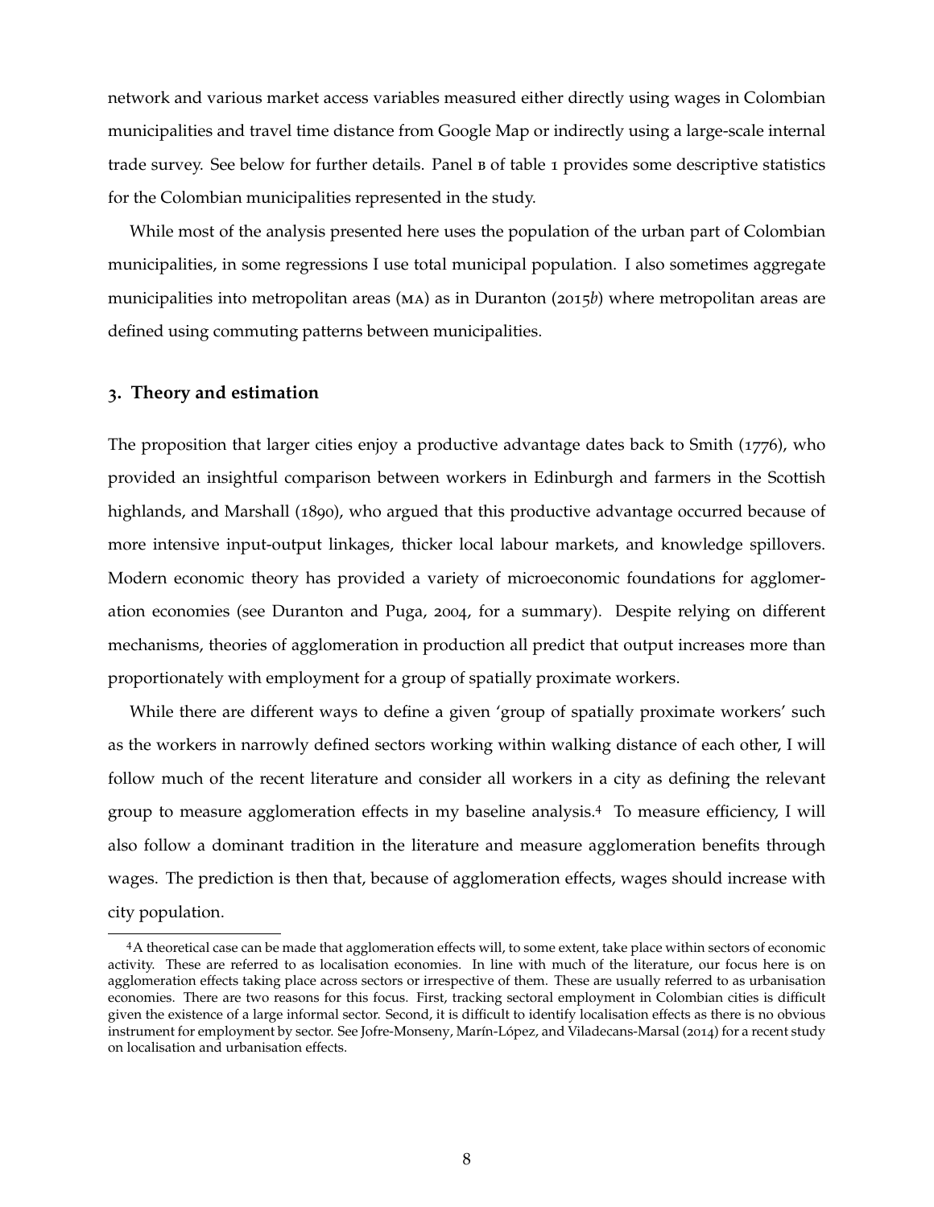network and various market access variables measured either directly using wages in Colombian municipalities and travel time distance from Google Map or indirectly using a large-scale internal trade survey. See below for further details. Panel B of table 1 provides some descriptive statistics for the Colombian municipalities represented in the study.

While most of the analysis presented here uses the population of the urban part of Colombian municipalities, in some regressions I use total municipal population. I also sometimes aggregate municipalities into metropolitan areas (MA) as in Duranton (2015*b*) where metropolitan areas are defined using commuting patterns between municipalities.

## 3. Theory and estimation

The proposition that larger cities enjoy a productive advantage dates back to Smith (1776), who provided an insightful comparison between workers in Edinburgh and farmers in the Scottish highlands, and Marshall (1890), who argued that this productive advantage occurred because of more intensive input-output linkages, thicker local labour markets, and knowledge spillovers. Modern economic theory has provided a variety of microeconomic foundations for agglomeration economies (see Duranton and Puga, 2004, for a summary). Despite relying on different mechanisms, theories of agglomeration in production all predict that output increases more than proportionately with employment for a group of spatially proximate workers.

While there are different ways to define a given 'group of spatially proximate workers' such as the workers in narrowly defined sectors working within walking distance of each other, I will follow much of the recent literature and consider all workers in a city as defining the relevant group to measure agglomeration effects in my baseline analysis.[4] To measure efficiency, I will also follow a dominant tradition in the literature and measure agglomeration benefits through wages. The prediction is then that, because of agglomeration effects, wages should increase with city population.

[4] A theoretical case can be made that agglomeration effects will, to some extent, take place within sectors of economic activity. These are referred to as localisation economies. In line with much of the literature, our focus here is on agglomeration effects taking place across sectors or irrespective of them. These are usually referred to as urbanisation economies. There are two reasons for this focus. First, tracking sectoral employment in Colombian cities is difficult given the existence of a large informal sector. Second, it is difficult to identify localisation effects as there is no obvious instrument for employment by sector. See Jofre-Monseny, Marín-López, and Viladecans-Marsal (2014) for a recent study on localisation and urbanisation effects.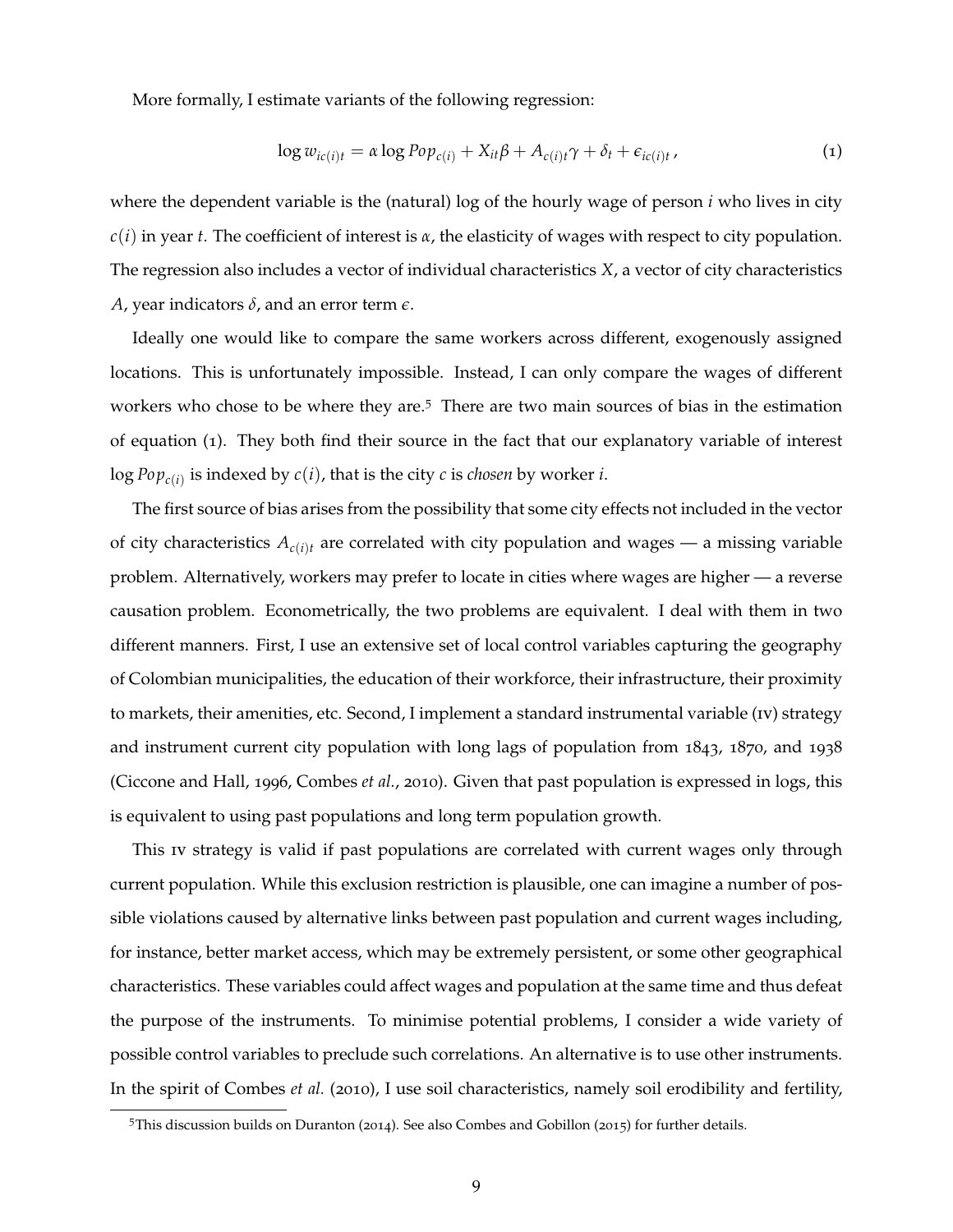More formally, I estimate variants of the following regression:

$$\log w_{ic(i)t} = \alpha \log Pop_{c(i)} + X_{it}\beta + A_{c(i)t}\gamma + \delta_t + \epsilon_{ic(i)t}, \tag{1}$$

where the dependent variable is the (natural) log of the hourly wage of person $i$ who lives in city $c(i)$ in year $t$. The coefficient of interest is $\alpha$, the elasticity of wages with respect to city population. The regression also includes a vector of individual characteristics $X$, a vector of city characteristics $A$, year indicators $\delta$, and an error term $\epsilon$.

Ideally one would like to compare the same workers across different, exogenously assigned locations. This is unfortunately impossible. Instead, I can only compare the wages of different workers who chose to be where they are.[5] There are two main sources of bias in the estimation of equation (1). They both find their source in the fact that our explanatory variable of interest $\log Pop_{c(i)}$ is indexed by $c(i)$, that is the city $c$ is *chosen* by worker $i$.

The first source of bias arises from the possibility that some city effects not included in the vector of city characteristics $A_{c(i)t}$ are correlated with city population and wages — a missing variable problem. Alternatively, workers may prefer to locate in cities where wages are higher — a reverse causation problem. Econometrically, the two problems are equivalent. I deal with them in two different manners. First, I use an extensive set of local control variables capturing the geography of Colombian municipalities, the education of their workforce, their infrastructure, their proximity to markets, their amenities, etc. Second, I implement a standard instrumental variable (IV) strategy and instrument current city population with long lags of population from 1843, 1870, and 1938 (Ciccone and Hall, 1996, Combes *et al.*, 2010). Given that past population is expressed in logs, this is equivalent to using past populations and long term population growth.

This IV strategy is valid if past populations are correlated with current wages only through current population. While this exclusion restriction is plausible, one can imagine a number of possible violations caused by alternative links between past population and current wages including, for instance, better market access, which may be extremely persistent, or some other geographical characteristics. These variables could affect wages and population at the same time and thus defeat the purpose of the instruments. To minimise potential problems, I consider a wide variety of possible control variables to preclude such correlations. An alternative is to use other instruments. In the spirit of Combes *et al.* (2010), I use soil characteristics, namely soil erodibility and fertility,

[5] This discussion builds on Duranton (2014). See also Combes and Gobillon (2015) for further details.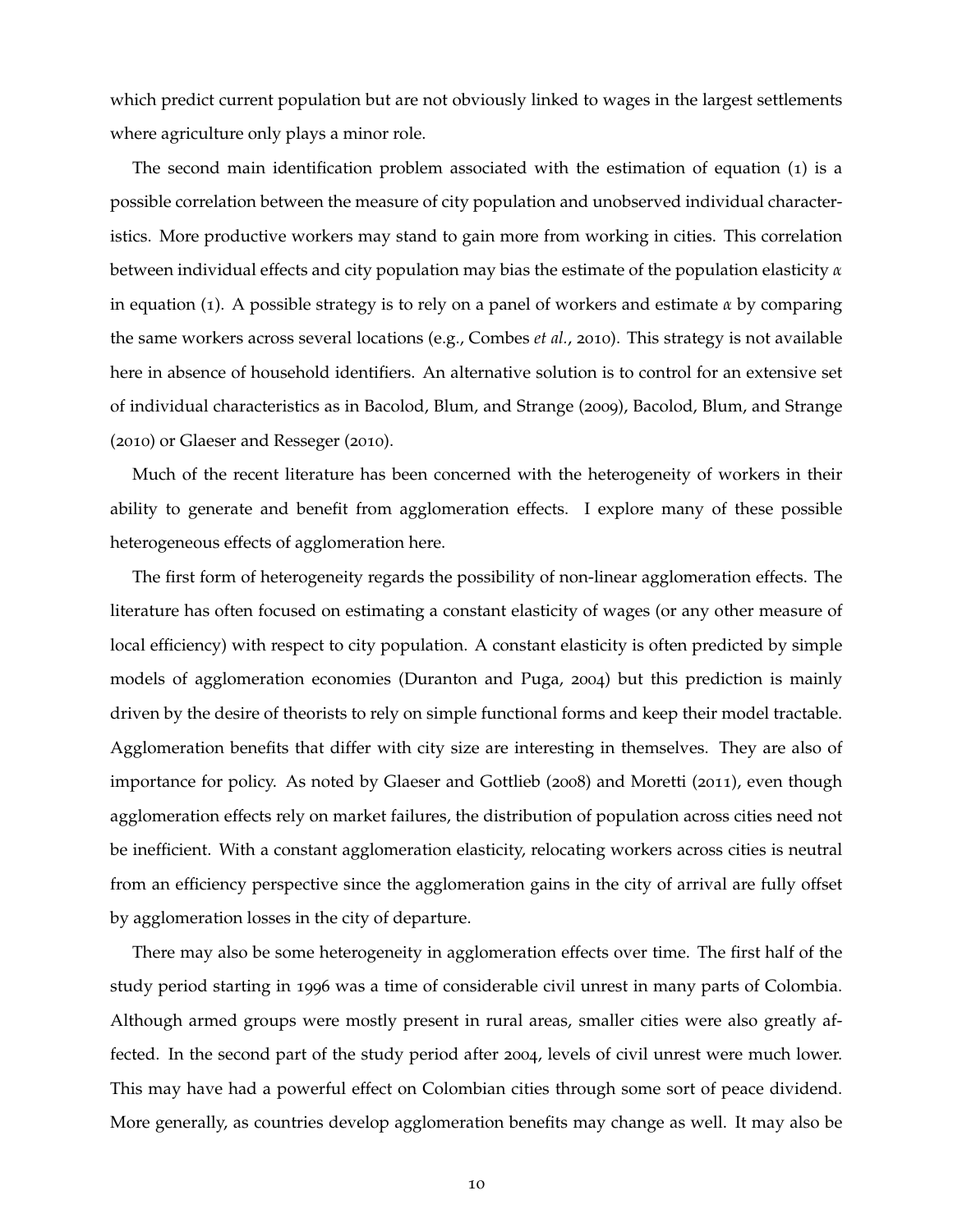which predict current population but are not obviously linked to wages in the largest settlements where agriculture only plays a minor role.

The second main identification problem associated with the estimation of equation (1) is a possible correlation between the measure of city population and unobserved individual characteristics. More productive workers may stand to gain more from working in cities. This correlation between individual effects and city population may bias the estimate of the population elasticity $\alpha$ in equation (1). A possible strategy is to rely on a panel of workers and estimate $\alpha$ by comparing the same workers across several locations (e.g., Combes *et al.*, 2010). This strategy is not available here in absence of household identifiers. An alternative solution is to control for an extensive set of individual characteristics as in Bacolod, Blum, and Strange (2009), Bacolod, Blum, and Strange (2010) or Glaeser and Resseger (2010).

Much of the recent literature has been concerned with the heterogeneity of workers in their ability to generate and benefit from agglomeration effects. I explore many of these possible heterogeneous effects of agglomeration here.

The first form of heterogeneity regards the possibility of non-linear agglomeration effects. The literature has often focused on estimating a constant elasticity of wages (or any other measure of local efficiency) with respect to city population. A constant elasticity is often predicted by simple models of agglomeration economies (Duranton and Puga, 2004) but this prediction is mainly driven by the desire of theorists to rely on simple functional forms and keep their model tractable. Agglomeration benefits that differ with city size are interesting in themselves. They are also of importance for policy. As noted by Glaeser and Gottlieb (2008) and Moretti (2011), even though agglomeration effects rely on market failures, the distribution of population across cities need not be inefficient. With a constant agglomeration elasticity, relocating workers across cities is neutral from an efficiency perspective since the agglomeration gains in the city of arrival are fully offset by agglomeration losses in the city of departure.

There may also be some heterogeneity in agglomeration effects over time. The first half of the study period starting in 1996 was a time of considerable civil unrest in many parts of Colombia. Although armed groups were mostly present in rural areas, smaller cities were also greatly affected. In the second part of the study period after 2004, levels of civil unrest were much lower. This may have had a powerful effect on Colombian cities through some sort of peace dividend. More generally, as countries develop agglomeration benefits may change as well. It may also be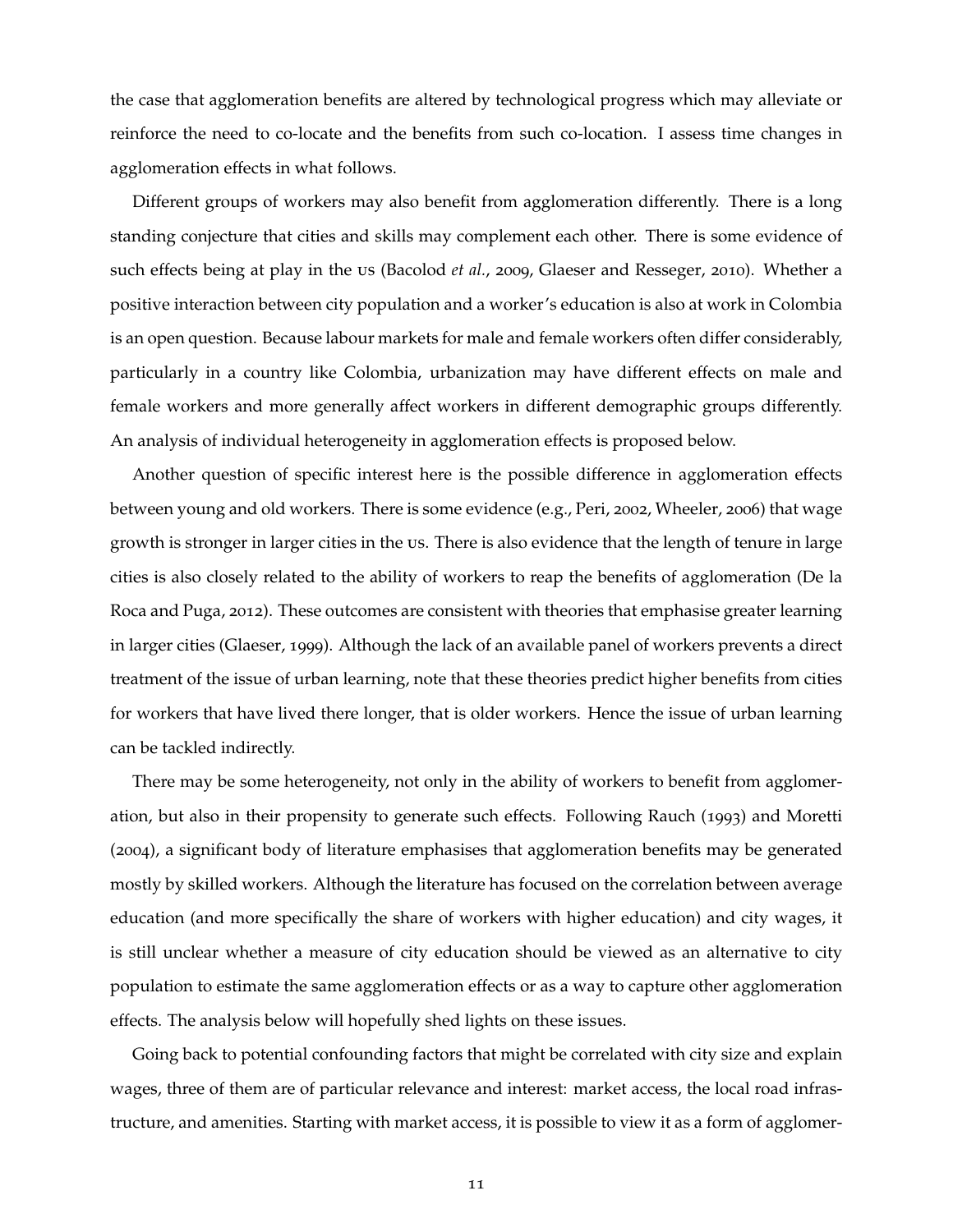the case that agglomeration benefits are altered by technological progress which may alleviate or reinforce the need to co-locate and the benefits from such co-location. I assess time changes in agglomeration effects in what follows.

Different groups of workers may also benefit from agglomeration differently. There is a long standing conjecture that cities and skills may complement each other. There is some evidence of such effects being at play in the US (Bacolod *et al.*, 2009, Glaeser and Resseger, 2010). Whether a positive interaction between city population and a worker's education is also at work in Colombia is an open question. Because labour markets for male and female workers often differ considerably, particularly in a country like Colombia, urbanization may have different effects on male and female workers and more generally affect workers in different demographic groups differently. An analysis of individual heterogeneity in agglomeration effects is proposed below.

Another question of specific interest here is the possible difference in agglomeration effects between young and old workers. There is some evidence (e.g., Peri, 2002, Wheeler, 2006) that wage growth is stronger in larger cities in the US. There is also evidence that the length of tenure in large cities is also closely related to the ability of workers to reap the benefits of agglomeration (De la Roca and Puga, 2012). These outcomes are consistent with theories that emphasise greater learning in larger cities (Glaeser, 1999). Although the lack of an available panel of workers prevents a direct treatment of the issue of urban learning, note that these theories predict higher benefits from cities for workers that have lived there longer, that is older workers. Hence the issue of urban learning can be tackled indirectly.

There may be some heterogeneity, not only in the ability of workers to benefit from agglomeration, but also in their propensity to generate such effects. Following Rauch (1993) and Moretti (2004), a significant body of literature emphasises that agglomeration benefits may be generated mostly by skilled workers. Although the literature has focused on the correlation between average education (and more specifically the share of workers with higher education) and city wages, it is still unclear whether a measure of city education should be viewed as an alternative to city population to estimate the same agglomeration effects or as a way to capture other agglomeration effects. The analysis below will hopefully shed lights on these issues.

Going back to potential confounding factors that might be correlated with city size and explain wages, three of them are of particular relevance and interest: market access, the local road infrastructure, and amenities. Starting with market access, it is possible to view it as a form of agglomer-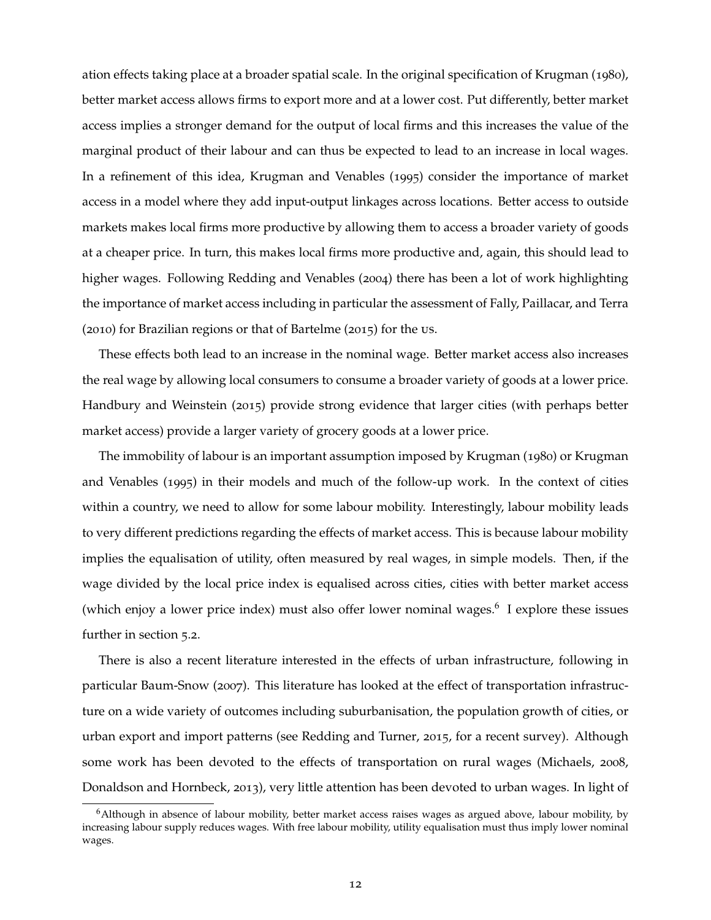ation effects taking place at a broader spatial scale. In the original specification of Krugman (1980), better market access allows firms to export more and at a lower cost. Put differently, better market access implies a stronger demand for the output of local firms and this increases the value of the marginal product of their labour and can thus be expected to lead to an increase in local wages. In a refinement of this idea, Krugman and Venables (1995) consider the importance of market access in a model where they add input-output linkages across locations. Better access to outside markets makes local firms more productive by allowing them to access a broader variety of goods at a cheaper price. In turn, this makes local firms more productive and, again, this should lead to higher wages. Following Redding and Venables (2004) there has been a lot of work highlighting the importance of market access including in particular the assessment of Fally, Paillacar, and Terra (2010) for Brazilian regions or that of Bartelme (2015) for the US.

These effects both lead to an increase in the nominal wage. Better market access also increases the real wage by allowing local consumers to consume a broader variety of goods at a lower price. Handbury and Weinstein (2015) provide strong evidence that larger cities (with perhaps better market access) provide a larger variety of grocery goods at a lower price.

The immobility of labour is an important assumption imposed by Krugman (1980) or Krugman and Venables (1995) in their models and much of the follow-up work. In the context of cities within a country, we need to allow for some labour mobility. Interestingly, labour mobility leads to very different predictions regarding the effects of market access. This is because labour mobility implies the equalisation of utility, often measured by real wages, in simple models. Then, if the wage divided by the local price index is equalised across cities, cities with better market access (which enjoy a lower price index) must also offer lower nominal wages.[6] I explore these issues further in section 5.2.

There is also a recent literature interested in the effects of urban infrastructure, following in particular Baum-Snow (2007). This literature has looked at the effect of transportation infrastructure on a wide variety of outcomes including suburbanisation, the population growth of cities, or urban export and import patterns (see Redding and Turner, 2015, for a recent survey). Although some work has been devoted to the effects of transportation on rural wages (Michaels, 2008, Donaldson and Hornbeck, 2013), very little attention has been devoted to urban wages. In light of

[6] Although in absence of labour mobility, better market access raises wages as argued above, labour mobility, by increasing labour supply reduces wages. With free labour mobility, utility equalisation must thus imply lower nominal wages.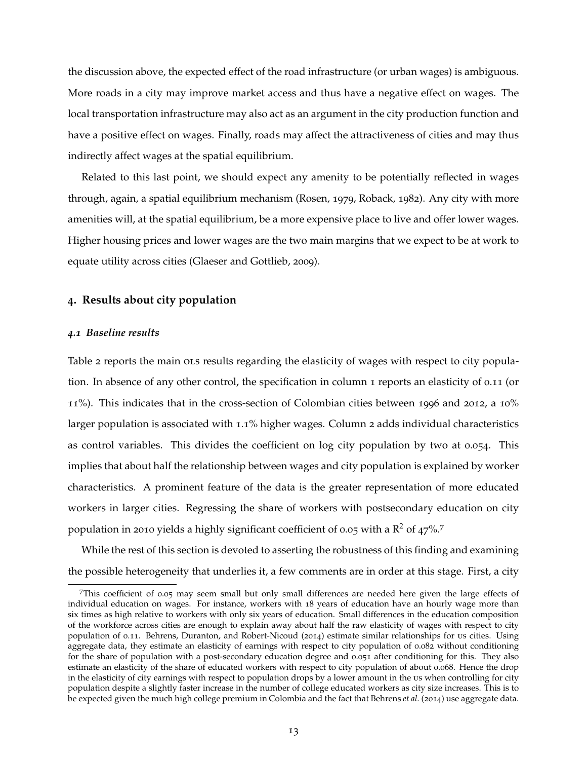the discussion above, the expected effect of the road infrastructure (or urban wages) is ambiguous. More roads in a city may improve market access and thus have a negative effect on wages. The local transportation infrastructure may also act as an argument in the city production function and have a positive effect on wages. Finally, roads may affect the attractiveness of cities and may thus indirectly affect wages at the spatial equilibrium.

Related to this last point, we should expect any amenity to be potentially reflected in wages through, again, a spatial equilibrium mechanism (Rosen, 1979, Roback, 1982). Any city with more amenities will, at the spatial equilibrium, be a more expensive place to live and offer lower wages. Higher housing prices and lower wages are the two main margins that we expect to be at work to equate utility across cities (Glaeser and Gottlieb, 2009).

## 4. Results about city population

### *4.1 Baseline results*

Table 2 reports the main OLS results regarding the elasticity of wages with respect to city population. In absence of any other control, the specification in column 1 reports an elasticity of 0.11 (or 11%). This indicates that in the cross-section of Colombian cities between 1996 and 2012, a 10% larger population is associated with 1.1% higher wages. Column 2 adds individual characteristics as control variables. This divides the coefficient on log city population by two at 0.054. This implies that about half the relationship between wages and city population is explained by worker characteristics. A prominent feature of the data is the greater representation of more educated workers in larger cities. Regressing the share of workers with postsecondary education on city population in 2010 yields a highly significant coefficient of 0.05 with a $R^2$ of 47%.[7]

While the rest of this section is devoted to asserting the robustness of this finding and examining the possible heterogeneity that underlies it, a few comments are in order at this stage. First, a city

[7] This coefficient of 0.05 may seem small but only small differences are needed here given the large effects of individual education on wages. For instance, workers with 18 years of education have an hourly wage more than six times as high relative to workers with only six years of education. Small differences in the education composition of the workforce across cities are enough to explain away about half the raw elasticity of wages with respect to city population of 0.11. Behrens, Duranton, and Robert-Nicoud (2014) estimate similar relationships for US cities. Using aggregate data, they estimate an elasticity of earnings with respect to city population of 0.082 without conditioning for the share of population with a post-secondary education degree and 0.051 after conditioning for this. They also estimate an elasticity of the share of educated workers with respect to city population of about 0.068. Hence the drop in the elasticity of city earnings with respect to population drops by a lower amount in the US when controlling for city population despite a slightly faster increase in the number of college educated workers as city size increases. This is to be expected given the much high college premium in Colombia and the fact that Behrens *et al.* (2014) use aggregate data.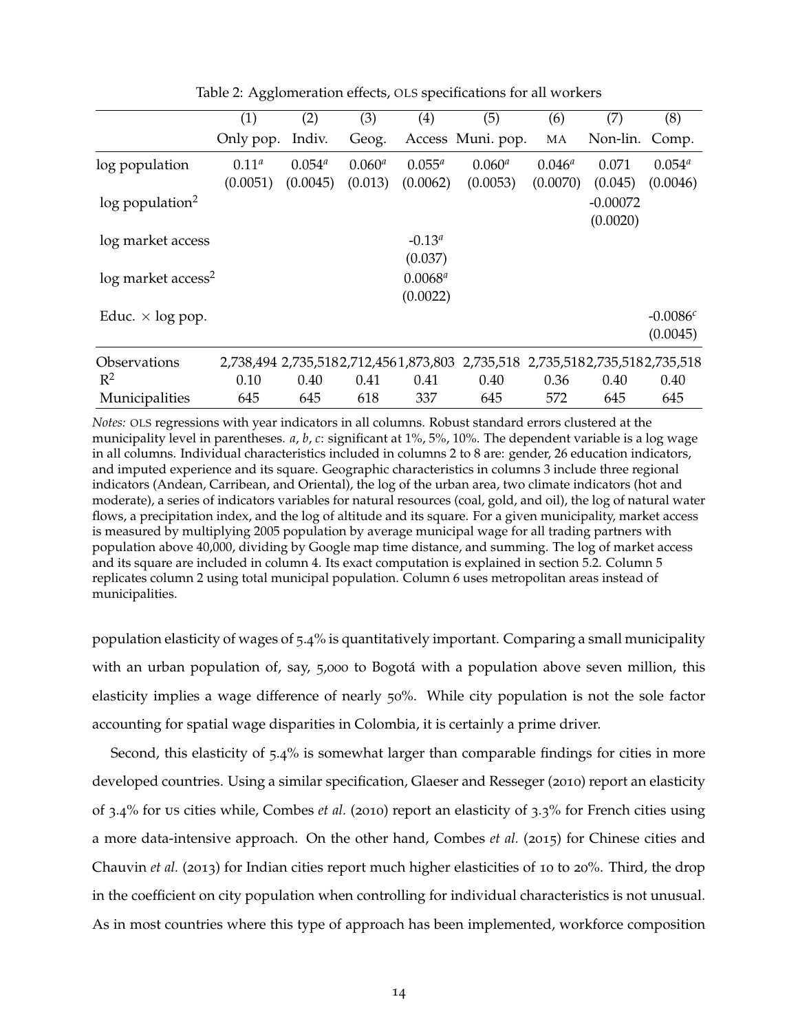Table 2: Agglomeration effects, OLS specifications for all workers

| | (1) | (2) | (3) | (4) | (5) | (6) | (7) | (8) |
|---|---|---|---|---|---|---|---|---|
| | Only pop. | Indiv. | Geog. | Access | Muni. pop. | MA | Non-lin. | Comp. |
| log population | $0.11^{a}$ | $0.054^{a}$ | $0.060^{a}$ | $0.055^{a}$ | $0.060^{a}$ | $0.046^{a}$ | 0.071 | $0.054^{a}$ |
| | (0.0051) | (0.0045) | (0.013) | (0.0062) | (0.0053) | (0.0070) | (0.045) | (0.0046) |
| log population$^2$ | | | | | | | -0.00072 | |
| | | | | | | | (0.0020) | |
| log market access | | | | $-0.13^{a}$ | | | | |
| | | | | (0.037) | | | | |
| log market access$^2$ | | | | $0.0068^{a}$ | | | | |
| | | | | (0.0022) | | | | |
| Educ. $\times$ log pop. | | | | | | | | $-0.0086^{c}$ |
| | | | | | | | | (0.0045) |
| Observations | 2,738,494 | 2,735,518 | 2,712,456 | 1,873,803 | 2,735,518 | 2,735,518 | 2,735,518 | 2,735,518 |
| $R^2$ | 0.10 | 0.40 | 0.41 | 0.41 | 0.40 | 0.36 | 0.40 | 0.40 |
| Municipalities | 645 | 645 | 618 | 337 | 645 | 572 | 645 | 645 |

*Notes:* OLS regressions with year indicators in all columns. Robust standard errors clustered at the municipality level in parentheses. *a*, *b*, *c*: significant at 1%, 5%, 10%. The dependent variable is a log wage in all columns. Individual characteristics included in columns 2 to 8 are: gender, 26 education indicators, and imputed experience and its square. Geographic characteristics in columns 3 include three regional indicators (Andean, Carribean, and Oriental), the log of the urban area, two climate indicators (hot and moderate), a series of indicators variables for natural resources (coal, gold, and oil), the log of natural water flows, a precipitation index, and the log of altitude and its square. For a given municipality, market access is measured by multiplying 2005 population by average municipal wage for all trading partners with population above 40,000, dividing by Google map time distance, and summing. The log of market access and its square are included in column 4. Its exact computation is explained in section 5.2. Column 5 replicates column 2 using total municipal population. Column 6 uses metropolitan areas instead of municipalities.

population elasticity of wages of 5.4% is quantitatively important. Comparing a small municipality with an urban population of, say, 5,000 to Bogotá with a population above seven million, this elasticity implies a wage difference of nearly 50%. While city population is not the sole factor accounting for spatial wage disparities in Colombia, it is certainly a prime driver.

Second, this elasticity of 5.4% is somewhat larger than comparable findings for cities in more developed countries. Using a similar specification, Glaeser and Resseger (2010) report an elasticity of 3.4% for US cities while, Combes *et al.* (2010) report an elasticity of 3.3% for French cities using a more data-intensive approach. On the other hand, Combes *et al.* (2015) for Chinese cities and Chauvin *et al.* (2013) for Indian cities report much higher elasticities of 10 to 20%. Third, the drop in the coefficient on city population when controlling for individual characteristics is not unusual. As in most countries where this type of approach has been implemented, workforce composition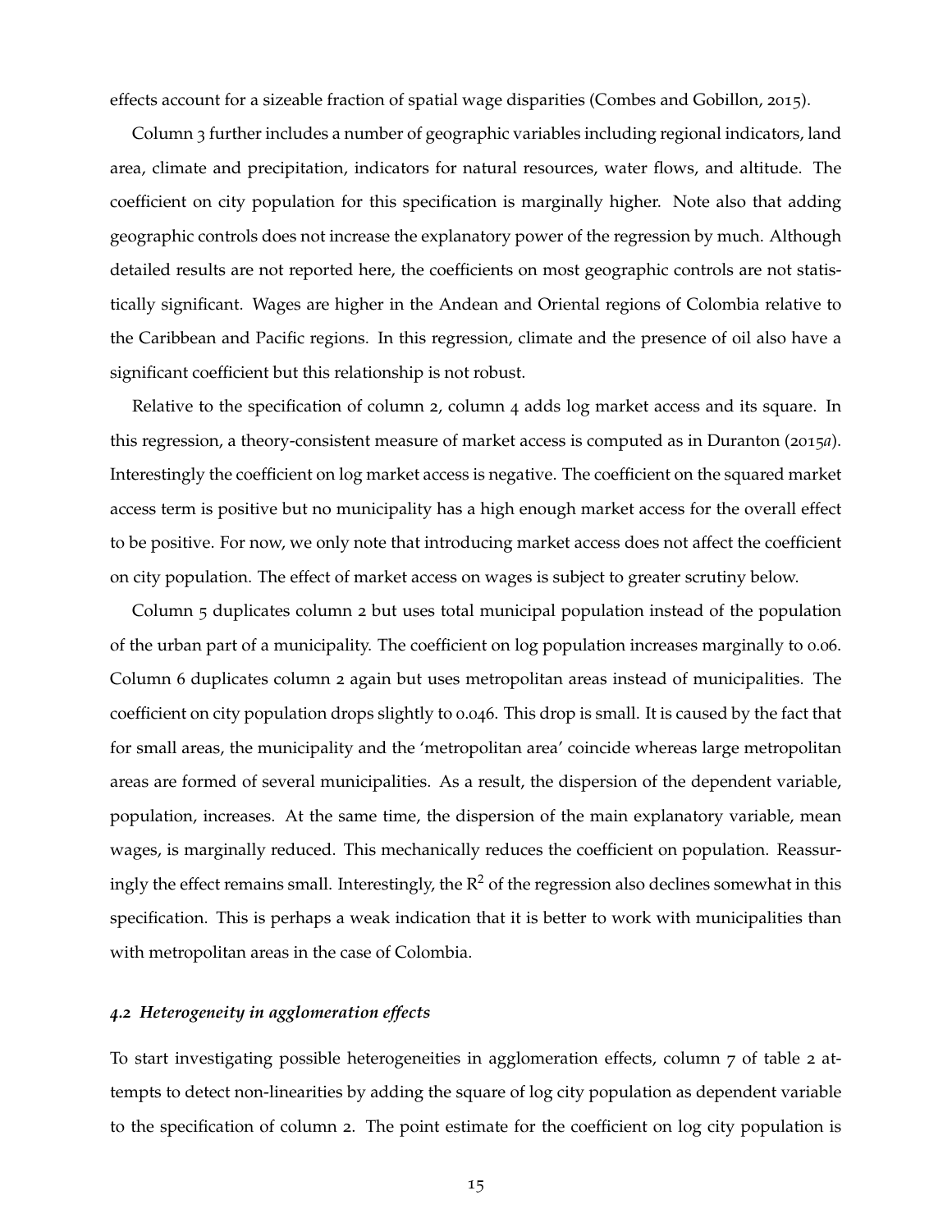effects account for a sizeable fraction of spatial wage disparities (Combes and Gobillon, 2015).

Column 3 further includes a number of geographic variables including regional indicators, land area, climate and precipitation, indicators for natural resources, water flows, and altitude. The coefficient on city population for this specification is marginally higher. Note also that adding geographic controls does not increase the explanatory power of the regression by much. Although detailed results are not reported here, the coefficients on most geographic controls are not statistically significant. Wages are higher in the Andean and Oriental regions of Colombia relative to the Caribbean and Pacific regions. In this regression, climate and the presence of oil also have a significant coefficient but this relationship is not robust.

Relative to the specification of column 2, column 4 adds log market access and its square. In this regression, a theory-consistent measure of market access is computed as in Duranton (2015*a*). Interestingly the coefficient on log market access is negative. The coefficient on the squared market access term is positive but no municipality has a high enough market access for the overall effect to be positive. For now, we only note that introducing market access does not affect the coefficient on city population. The effect of market access on wages is subject to greater scrutiny below.

Column 5 duplicates column 2 but uses total municipal population instead of the population of the urban part of a municipality. The coefficient on log population increases marginally to 0.06. Column 6 duplicates column 2 again but uses metropolitan areas instead of municipalities. The coefficient on city population drops slightly to 0.046. This drop is small. It is caused by the fact that for small areas, the municipality and the 'metropolitan area' coincide whereas large metropolitan areas are formed of several municipalities. As a result, the dispersion of the dependent variable, population, increases. At the same time, the dispersion of the main explanatory variable, mean wages, is marginally reduced. This mechanically reduces the coefficient on population. Reassuringly the effect remains small. Interestingly, the $R^2$ of the regression also declines somewhat in this specification. This is perhaps a weak indication that it is better to work with municipalities than with metropolitan areas in the case of Colombia.

### *4.2 Heterogeneity in agglomeration effects*

To start investigating possible heterogeneities in agglomeration effects, column 7 of table 2 attempts to detect non-linearities by adding the square of log city population as dependent variable to the specification of column 2. The point estimate for the coefficient on log city population is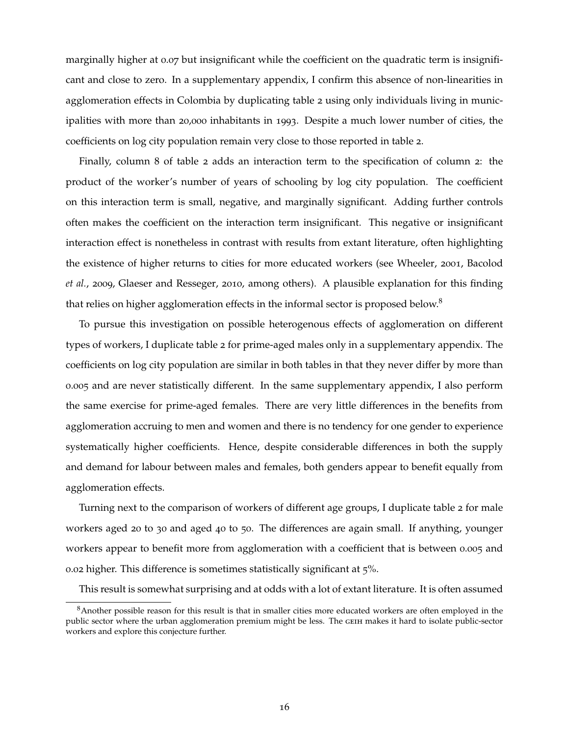marginally higher at 0.07 but insignificant while the coefficient on the quadratic term is insignificant and close to zero. In a supplementary appendix, I confirm this absence of non-linearities in agglomeration effects in Colombia by duplicating table 2 using only individuals living in municipalities with more than 20,000 inhabitants in 1993. Despite a much lower number of cities, the coefficients on log city population remain very close to those reported in table 2.

Finally, column 8 of table 2 adds an interaction term to the specification of column 2: the product of the worker's number of years of schooling by log city population. The coefficient on this interaction term is small, negative, and marginally significant. Adding further controls often makes the coefficient on the interaction term insignificant. This negative or insignificant interaction effect is nonetheless in contrast with results from extant literature, often highlighting the existence of higher returns to cities for more educated workers (see Wheeler, 2001, Bacolod *et al.*, 2009, Glaeser and Resseger, 2010, among others). A plausible explanation for this finding that relies on higher agglomeration effects in the informal sector is proposed below.[8]

To pursue this investigation on possible heterogenous effects of agglomeration on different types of workers, I duplicate table 2 for prime-aged males only in a supplementary appendix. The coefficients on log city population are similar in both tables in that they never differ by more than 0.005 and are never statistically different. In the same supplementary appendix, I also perform the same exercise for prime-aged females. There are very little differences in the benefits from agglomeration accruing to men and women and there is no tendency for one gender to experience systematically higher coefficients. Hence, despite considerable differences in both the supply and demand for labour between males and females, both genders appear to benefit equally from agglomeration effects.

Turning next to the comparison of workers of different age groups, I duplicate table 2 for male workers aged 20 to 30 and aged 40 to 50. The differences are again small. If anything, younger workers appear to benefit more from agglomeration with a coefficient that is between 0.005 and 0.02 higher. This difference is sometimes statistically significant at 5%.

This result is somewhat surprising and at odds with a lot of extant literature. It is often assumed

[8] Another possible reason for this result is that in smaller cities more educated workers are often employed in the public sector where the urban agglomeration premium might be less. The GEIH makes it hard to isolate public-sector workers and explore this conjecture further.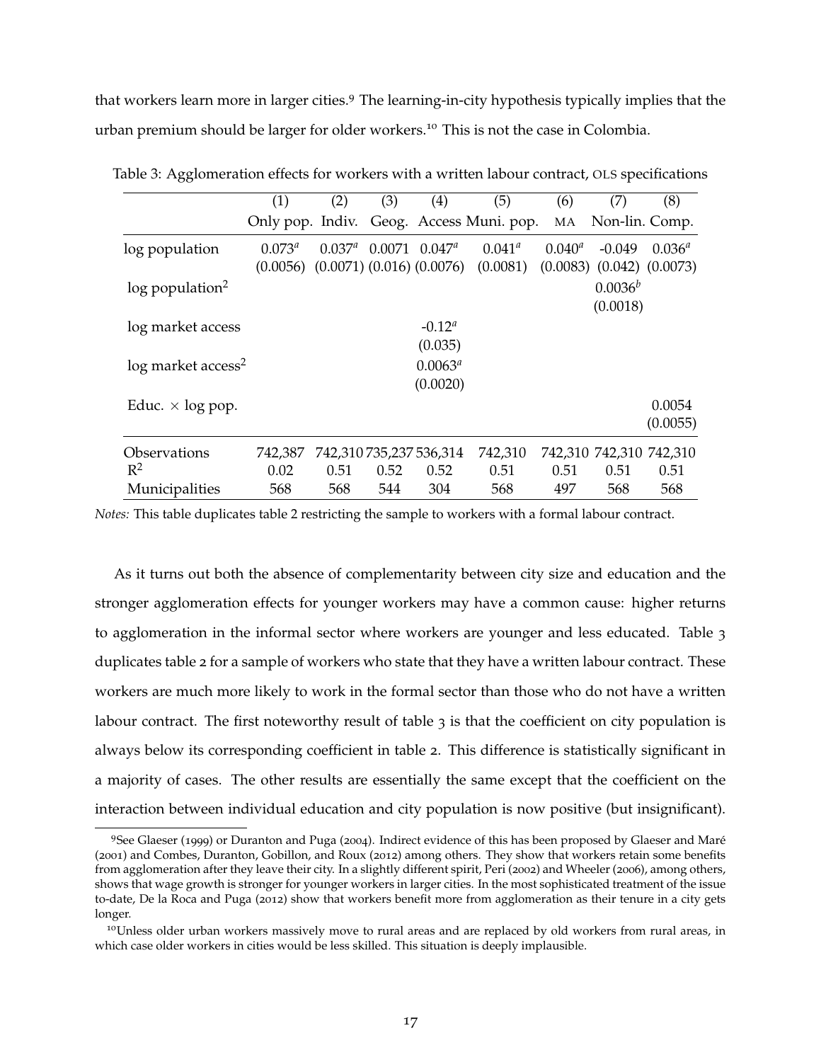that workers learn more in larger cities.[9] The learning-in-city hypothesis typically implies that the urban premium should be larger for older workers.[10] This is not the case in Colombia.

Table 3: Agglomeration effects for workers with a written labour contract, OLS specifications

| | (1) | (2) | (3) | (4) | (5) | (6) | (7) | (8) |
|---|---|---|---|---|---|---|---|---|
| | Only pop. | Indiv. | Geog. | Access | Muni. pop. | MA | Non-lin. | Comp. |
| log population | $0.073^a$ | $0.037^a$ | 0.0071 | $0.047^a$ | $0.041^a$ | $0.040^a$ | -0.049 | $0.036^a$ |
| | (0.0056) | (0.0071) | (0.016) | (0.0076) | (0.0081) | (0.0083) | (0.042) | (0.0073) |
| log population$^2$ | | | | | | | $0.0036^b$ | |
| | | | | | | | (0.0018) | |
| log market access | | | | $-0.12^a$ | | | | |
| | | | | (0.035) | | | | |
| log market access$^2$ | | | | $0.0063^a$ | | | | |
| | | | | (0.0020) | | | | |
| Educ. $\times$ log pop. | | | | | | | | 0.0054 |
| | | | | | | | | (0.0055) |
| Observations | 742,387 | 742,310 | 735,237 | 536,314 | 742,310 | 742,310 | 742,310 | 742,310 |
| $R^2$ | 0.02 | 0.51 | 0.52 | 0.52 | 0.51 | 0.51 | 0.51 | 0.51 |
| Municipalities | 568 | 568 | 544 | 304 | 568 | 497 | 568 | 568 |

*Notes:* This table duplicates table 2 restricting the sample to workers with a formal labour contract.

As it turns out both the absence of complementarity between city size and education and the stronger agglomeration effects for younger workers may have a common cause: higher returns to agglomeration in the informal sector where workers are younger and less educated. Table 3 duplicates table 2 for a sample of workers who state that they have a written labour contract. These workers are much more likely to work in the formal sector than those who do not have a written labour contract. The first noteworthy result of table 3 is that the coefficient on city population is always below its corresponding coefficient in table 2. This difference is statistically significant in a majority of cases. The other results are essentially the same except that the coefficient on the interaction between individual education and city population is now positive (but insignificant).

[9] See Glaeser (1999) or Duranton and Puga (2004). Indirect evidence of this has been proposed by Glaeser and Maré (2001) and Combes, Duranton, Gobillon, and Roux (2012) among others. They show that workers retain some benefits from agglomeration after they leave their city. In a slightly different spirit, Peri (2002) and Wheeler (2006), among others, shows that wage growth is stronger for younger workers in larger cities. In the most sophisticated treatment of the issue to-date, De la Roca and Puga (2012) show that workers benefit more from agglomeration as their tenure in a city gets longer.

[10] Unless older urban workers massively move to rural areas and are replaced by old workers from rural areas, in which case older workers in cities would be less skilled. This situation is deeply implausible.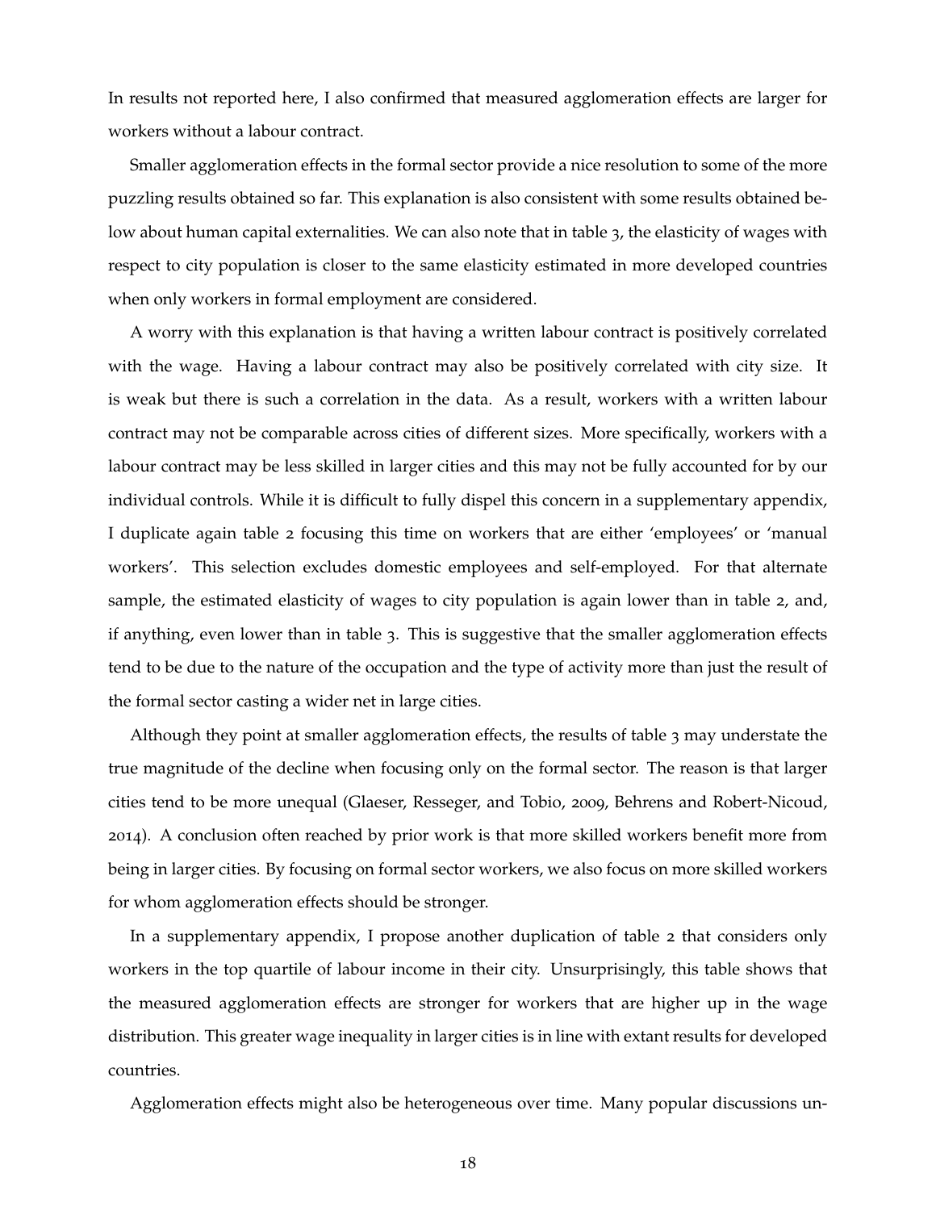In results not reported here, I also confirmed that measured agglomeration effects are larger for workers without a labour contract.

Smaller agglomeration effects in the formal sector provide a nice resolution to some of the more puzzling results obtained so far. This explanation is also consistent with some results obtained below about human capital externalities. We can also note that in table 3, the elasticity of wages with respect to city population is closer to the same elasticity estimated in more developed countries when only workers in formal employment are considered.

A worry with this explanation is that having a written labour contract is positively correlated with the wage. Having a labour contract may also be positively correlated with city size. It is weak but there is such a correlation in the data. As a result, workers with a written labour contract may not be comparable across cities of different sizes. More specifically, workers with a labour contract may be less skilled in larger cities and this may not be fully accounted for by our individual controls. While it is difficult to fully dispel this concern in a supplementary appendix, I duplicate again table 2 focusing this time on workers that are either 'employees' or 'manual workers'. This selection excludes domestic employees and self-employed. For that alternate sample, the estimated elasticity of wages to city population is again lower than in table 2, and, if anything, even lower than in table 3. This is suggestive that the smaller agglomeration effects tend to be due to the nature of the occupation and the type of activity more than just the result of the formal sector casting a wider net in large cities.

Although they point at smaller agglomeration effects, the results of table 3 may understate the true magnitude of the decline when focusing only on the formal sector. The reason is that larger cities tend to be more unequal (Glaeser, Resseger, and Tobio, 2009, Behrens and Robert-Nicoud, 2014). A conclusion often reached by prior work is that more skilled workers benefit more from being in larger cities. By focusing on formal sector workers, we also focus on more skilled workers for whom agglomeration effects should be stronger.

In a supplementary appendix, I propose another duplication of table 2 that considers only workers in the top quartile of labour income in their city. Unsurprisingly, this table shows that the measured agglomeration effects are stronger for workers that are higher up in the wage distribution. This greater wage inequality in larger cities is in line with extant results for developed countries.

Agglomeration effects might also be heterogeneous over time. Many popular discussions un-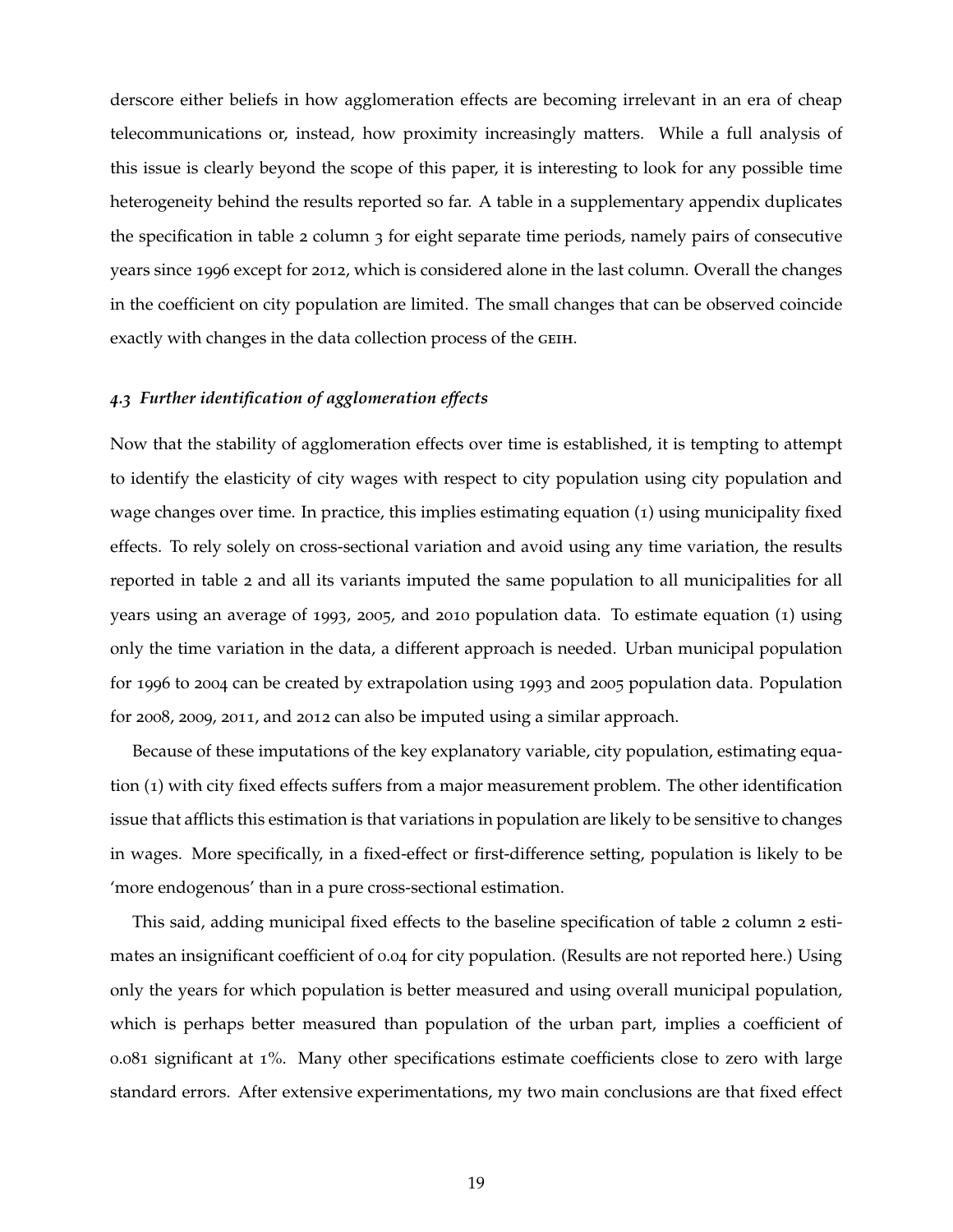derscore either beliefs in how agglomeration effects are becoming irrelevant in an era of cheap telecommunications or, instead, how proximity increasingly matters. While a full analysis of this issue is clearly beyond the scope of this paper, it is interesting to look for any possible time heterogeneity behind the results reported so far. A table in a supplementary appendix duplicates the specification in table 2 column 3 for eight separate time periods, namely pairs of consecutive years since 1996 except for 2012, which is considered alone in the last column. Overall the changes in the coefficient on city population are limited. The small changes that can be observed coincide exactly with changes in the data collection process of the GEIH.

### *4.3 Further identification of agglomeration effects*

Now that the stability of agglomeration effects over time is established, it is tempting to attempt to identify the elasticity of city wages with respect to city population using city population and wage changes over time. In practice, this implies estimating equation (1) using municipality fixed effects. To rely solely on cross-sectional variation and avoid using any time variation, the results reported in table 2 and all its variants imputed the same population to all municipalities for all years using an average of 1993, 2005, and 2010 population data. To estimate equation (1) using only the time variation in the data, a different approach is needed. Urban municipal population for 1996 to 2004 can be created by extrapolation using 1993 and 2005 population data. Population for 2008, 2009, 2011, and 2012 can also be imputed using a similar approach.

Because of these imputations of the key explanatory variable, city population, estimating equation (1) with city fixed effects suffers from a major measurement problem. The other identification issue that afflicts this estimation is that variations in population are likely to be sensitive to changes in wages. More specifically, in a fixed-effect or first-difference setting, population is likely to be 'more endogenous' than in a pure cross-sectional estimation.

This said, adding municipal fixed effects to the baseline specification of table 2 column 2 estimates an insignificant coefficient of 0.04 for city population. (Results are not reported here.) Using only the years for which population is better measured and using overall municipal population, which is perhaps better measured than population of the urban part, implies a coefficient of 0.081 significant at 1%. Many other specifications estimate coefficients close to zero with large standard errors. After extensive experimentations, my two main conclusions are that fixed effect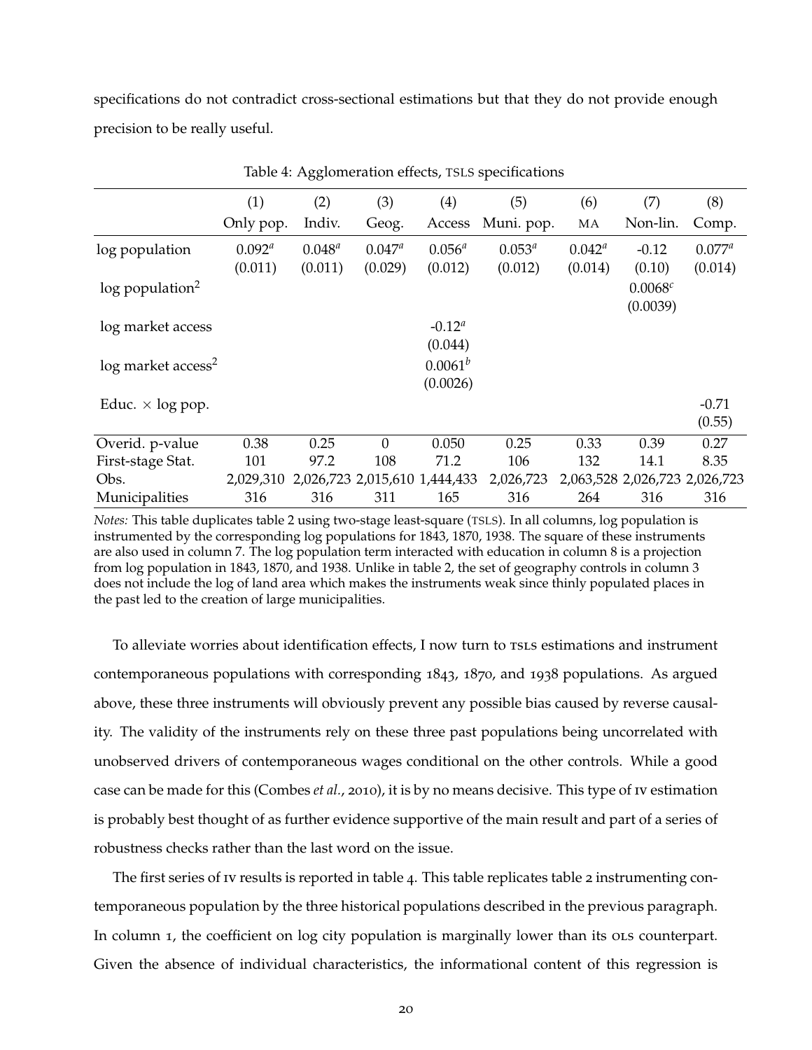specifications do not contradict cross-sectional estimations but that they do not provide enough precision to be really useful.

Table 4: Agglomeration effects, TSLS specifications

| | (1) | (2) | (3) | (4) | (5) | (6) | (7) | (8) |
|---|---|---|---|---|---|---|---|---|
| | Only pop. | Indiv. | Geog. | Access | Muni. pop. | MA | Non-lin. | Comp. |
| log population | $0.092^a$ | $0.048^a$ | $0.047^a$ | $0.056^a$ | $0.053^a$ | $0.042^a$ | -0.12 | $0.077^a$ |
| | (0.011) | (0.011) | (0.029) | (0.012) | (0.012) | (0.014) | (0.10) | (0.014) |
| log population$^2$ | | | | | | | $0.0068^c$ | |
| | | | | | | | (0.0039) | |
| log market access | | | | $-0.12^a$ | | | | |
| | | | | (0.044) | | | | |
| log market access$^2$ | | | | $0.0061^b$ | | | | |
| | | | | (0.0026) | | | | |
| Educ. $\times$ log pop. | | | | | | | | -0.71 |
| | | | | | | | | (0.55) |
| Overid. p-value | 0.38 | 0.25 | 0 | 0.050 | 0.25 | 0.33 | 0.39 | 0.27 |
| First-stage Stat. | 101 | 97.2 | 108 | 71.2 | 106 | 132 | 14.1 | 8.35 |
| Obs. | 2,029,310 | 2,026,723 | 2,015,610 | 1,444,433 | 2,026,723 | 2,063,528 | 2,026,723 | 2,026,723 |
| Municipalities | 316 | 316 | 311 | 165 | 316 | 264 | 316 | 316 |

*Notes:* This table duplicates table 2 using two-stage least-square (TSLS). In all columns, log population is instrumented by the corresponding log populations for 1843, 1870, 1938. The square of these instruments are also used in column 7. The log population term interacted with education in column 8 is a projection from log population in 1843, 1870, and 1938. Unlike in table 2, the set of geography controls in column 3 does not include the log of land area which makes the instruments weak since thinly populated places in the past led to the creation of large municipalities.

To alleviate worries about identification effects, I now turn to TSLS estimations and instrument contemporaneous populations with corresponding 1843, 1870, and 1938 populations. As argued above, these three instruments will obviously prevent any possible bias caused by reverse causality. The validity of the instruments rely on these three past populations being uncorrelated with unobserved drivers of contemporaneous wages conditional on the other controls. While a good case can be made for this (Combes *et al.*, 2010), it is by no means decisive. This type of IV estimation is probably best thought of as further evidence supportive of the main result and part of a series of robustness checks rather than the last word on the issue.

The first series of IV results is reported in table 4. This table replicates table 2 instrumenting contemporaneous population by the three historical populations described in the previous paragraph. In column 1, the coefficient on log city population is marginally lower than its OLS counterpart. Given the absence of individual characteristics, the informational content of this regression is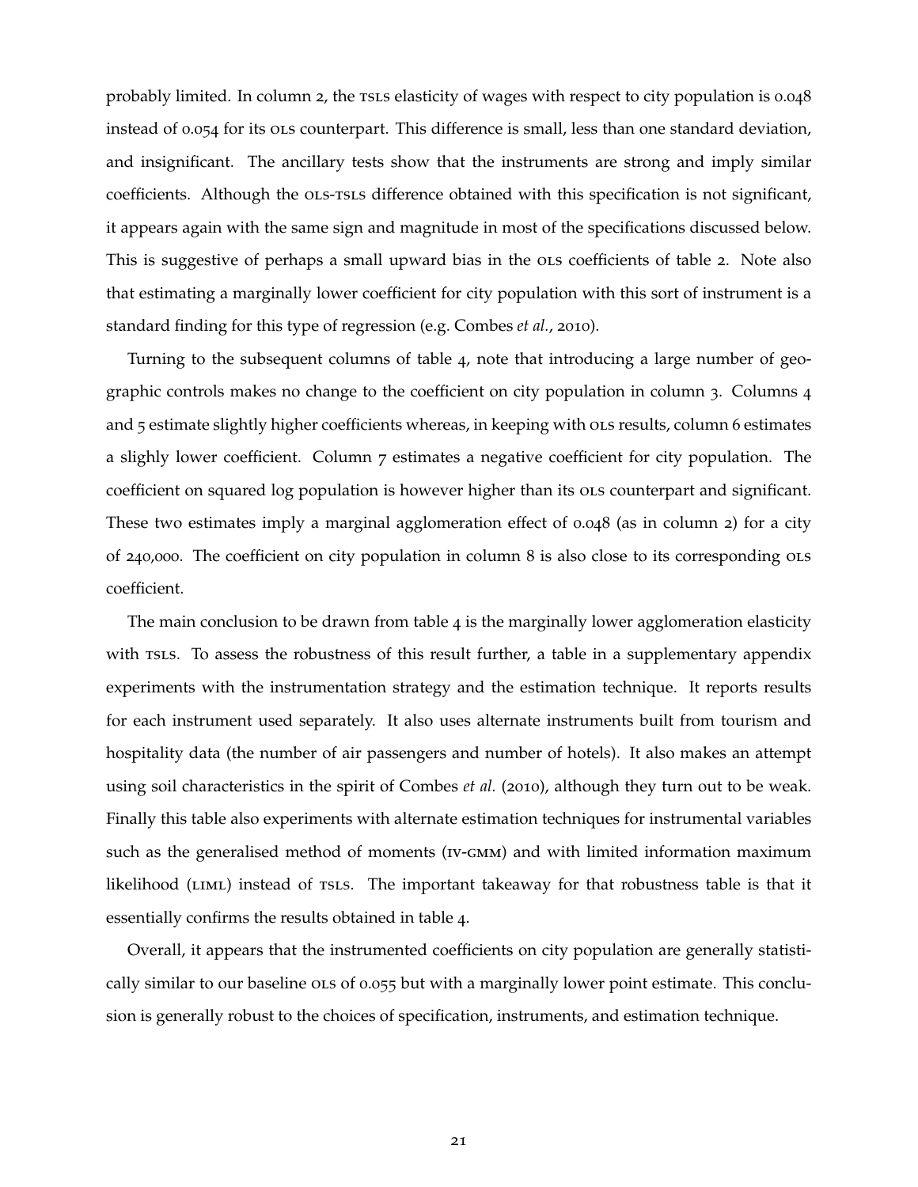probably limited. In column 2, the TSLS elasticity of wages with respect to city population is 0.048 instead of 0.054 for its OLS counterpart. This difference is small, less than one standard deviation, and insignificant. The ancillary tests show that the instruments are strong and imply similar coefficients. Although the OLS-TSLS difference obtained with this specification is not significant, it appears again with the same sign and magnitude in most of the specifications discussed below. This is suggestive of perhaps a small upward bias in the OLS coefficients of table 2. Note also that estimating a marginally lower coefficient for city population with this sort of instrument is a standard finding for this type of regression (e.g. Combes *et al.*, 2010).

Turning to the subsequent columns of table 4, note that introducing a large number of geographic controls makes no change to the coefficient on city population in column 3. Columns 4 and 5 estimate slightly higher coefficients whereas, in keeping with OLS results, column 6 estimates a slighly lower coefficient. Column 7 estimates a negative coefficient for city population. The coefficient on squared log population is however higher than its OLS counterpart and significant. These two estimates imply a marginal agglomeration effect of 0.048 (as in column 2) for a city of 240,000. The coefficient on city population in column 8 is also close to its corresponding OLS coefficient.

The main conclusion to be drawn from table 4 is the marginally lower agglomeration elasticity with TSLS. To assess the robustness of this result further, a table in a supplementary appendix experiments with the instrumentation strategy and the estimation technique. It reports results for each instrument used separately. It also uses alternate instruments built from tourism and hospitality data (the number of air passengers and number of hotels). It also makes an attempt using soil characteristics in the spirit of Combes *et al.* (2010), although they turn out to be weak. Finally this table also experiments with alternate estimation techniques for instrumental variables such as the generalised method of moments (IV-GMM) and with limited information maximum likelihood (LIML) instead of TSLS. The important takeaway for that robustness table is that it essentially confirms the results obtained in table 4.

Overall, it appears that the instrumented coefficients on city population are generally statistically similar to our baseline OLS of 0.055 but with a marginally lower point estimate. This conclusion is generally robust to the choices of specification, instruments, and estimation technique.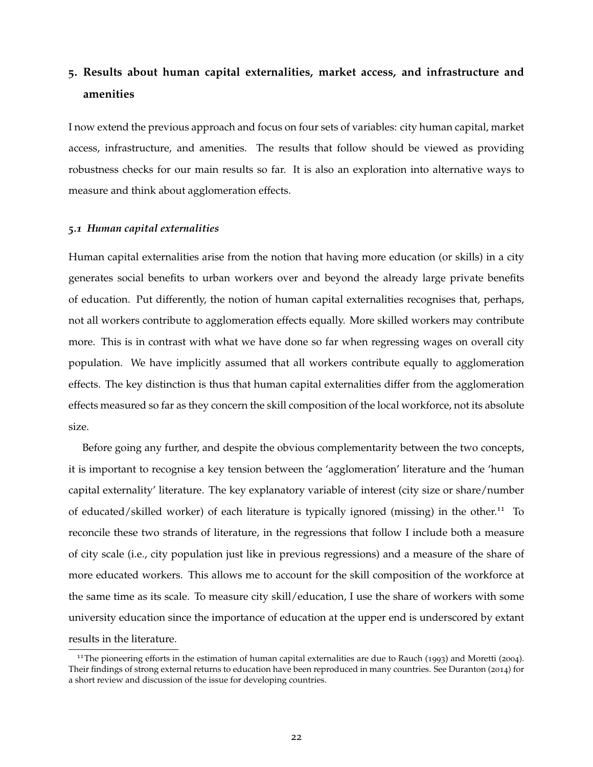## 5. Results about human capital externalities, market access, and infrastructure and amenities

I now extend the previous approach and focus on four sets of variables: city human capital, market access, infrastructure, and amenities. The results that follow should be viewed as providing robustness checks for our main results so far. It is also an exploration into alternative ways to measure and think about agglomeration effects.

### *5.1 Human capital externalities*

Human capital externalities arise from the notion that having more education (or skills) in a city generates social benefits to urban workers over and beyond the already large private benefits of education. Put differently, the notion of human capital externalities recognises that, perhaps, not all workers contribute to agglomeration effects equally. More skilled workers may contribute more. This is in contrast with what we have done so far when regressing wages on overall city population. We have implicitly assumed that all workers contribute equally to agglomeration effects. The key distinction is thus that human capital externalities differ from the agglomeration effects measured so far as they concern the skill composition of the local workforce, not its absolute size.

Before going any further, and despite the obvious complementarity between the two concepts, it is important to recognise a key tension between the 'agglomeration' literature and the 'human capital externality' literature. The key explanatory variable of interest (city size or share/number of educated/skilled worker) of each literature is typically ignored (missing) in the other.[11] To reconcile these two strands of literature, in the regressions that follow I include both a measure of city scale (i.e., city population just like in previous regressions) and a measure of the share of more educated workers. This allows me to account for the skill composition of the workforce at the same time as its scale. To measure city skill/education, I use the share of workers with some university education since the importance of education at the upper end is underscored by extant results in the literature.

[11] The pioneering efforts in the estimation of human capital externalities are due to Rauch (1993) and Moretti (2004). Their findings of strong external returns to education have been reproduced in many countries. See Duranton (2014) for a short review and discussion of the issue for developing countries.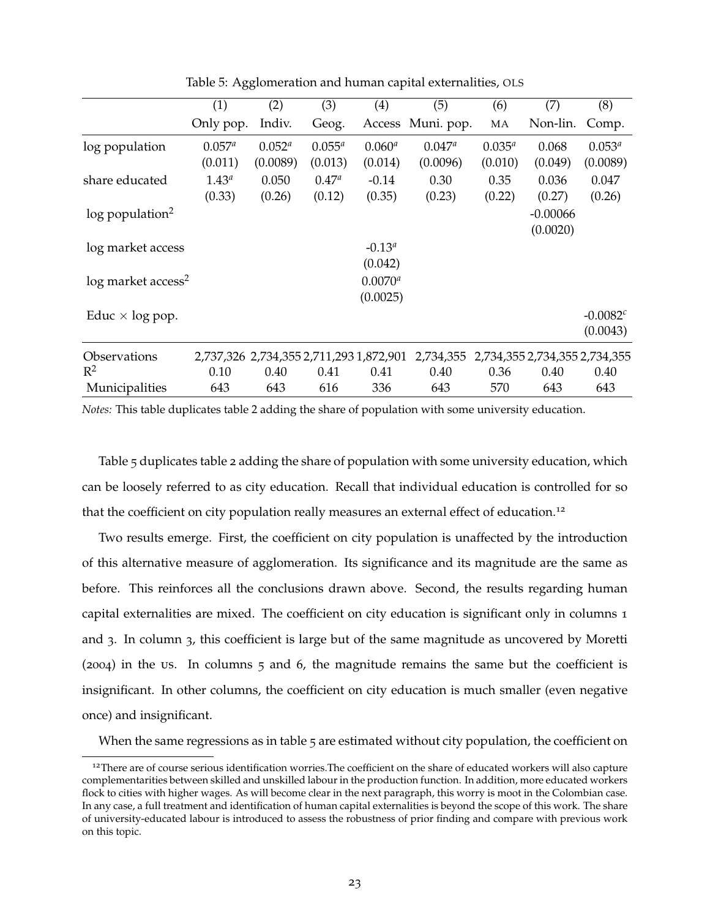Table 5: Agglomeration and human capital externalities, OLS

| | (1) | (2) | (3) | (4) | (5) | (6) | (7) | (8) |
|---|---|---|---|---|---|---|---|---|
| | Only pop. | Indiv. | Geog. | Access | Muni. pop. | MA | Non-lin. | Comp. |
| log population | $0.057^a$ | $0.052^a$ | $0.055^a$ | $0.060^a$ | $0.047^a$ | $0.035^a$ | 0.068 | $0.053^a$ |
| | (0.011) | (0.0089) | (0.013) | (0.014) | (0.0096) | (0.010) | (0.049) | (0.0089) |
| share educated | $1.43^a$ | 0.050 | $0.47^a$ | -0.14 | 0.30 | 0.35 | 0.036 | 0.047 |
| | (0.33) | (0.26) | (0.12) | (0.35) | (0.23) | (0.22) | (0.27) | (0.26) |
| log population$^2$ | | | | | | | -0.00066 | |
| | | | | | | | (0.0020) | |
| log market access | | | | $-0.13^a$ | | | | |
| | | | | (0.042) | | | | |
| log market access$^2$ | | | | $0.0070^a$ | | | | |
| | | | | (0.0025) | | | | |
| Educ × log pop. | | | | | | | | $-0.0082^c$ |
| | | | | | | | | (0.0043) |
| Observations | 2,737,326 | 2,734,355 | 2,711,293 | 1,872,901 | 2,734,355 | 2,734,355 | 2,734,355 | 2,734,355 |
| $R^2$ | 0.10 | 0.40 | 0.41 | 0.41 | 0.40 | 0.36 | 0.40 | 0.40 |
| Municipalities | 643 | 643 | 616 | 336 | 643 | 570 | 643 | 643 |

*Notes:* This table duplicates table 2 adding the share of population with some university education.

Table 5 duplicates table 2 adding the share of population with some university education, which can be loosely referred to as city education. Recall that individual education is controlled for so that the coefficient on city population really measures an external effect of education.[12]

Two results emerge. First, the coefficient on city population is unaffected by the introduction of this alternative measure of agglomeration. Its significance and its magnitude are the same as before. This reinforces all the conclusions drawn above. Second, the results regarding human capital externalities are mixed. The coefficient on city education is significant only in columns 1 and 3. In column 3, this coefficient is large but of the same magnitude as uncovered by Moretti (2004) in the US. In columns 5 and 6, the magnitude remains the same but the coefficient is insignificant. In other columns, the coefficient on city education is much smaller (even negative once) and insignificant.

When the same regressions as in table 5 are estimated without city population, the coefficient on

[12] There are of course serious identification worries.The coefficient on the share of educated workers will also capture complementarities between skilled and unskilled labour in the production function. In addition, more educated workers flock to cities with higher wages. As will become clear in the next paragraph, this worry is moot in the Colombian case. In any case, a full treatment and identification of human capital externalities is beyond the scope of this work. The share of university-educated labour is introduced to assess the robustness of prior finding and compare with previous work on this topic.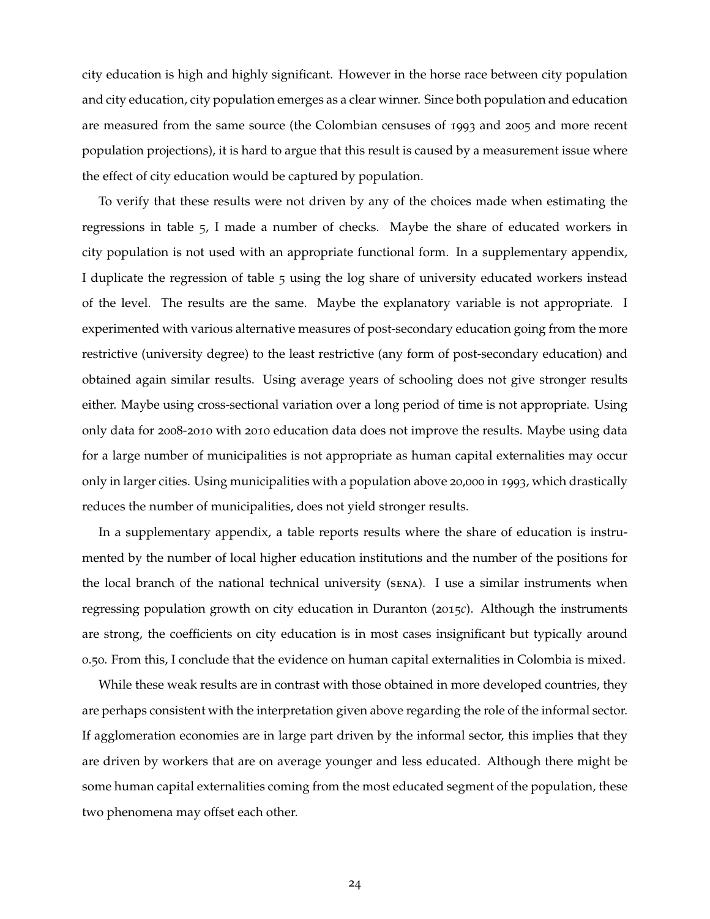city education is high and highly significant. However in the horse race between city population and city education, city population emerges as a clear winner. Since both population and education are measured from the same source (the Colombian censuses of 1993 and 2005 and more recent population projections), it is hard to argue that this result is caused by a measurement issue where the effect of city education would be captured by population.

To verify that these results were not driven by any of the choices made when estimating the regressions in table 5, I made a number of checks. Maybe the share of educated workers in city population is not used with an appropriate functional form. In a supplementary appendix, I duplicate the regression of table 5 using the log share of university educated workers instead of the level. The results are the same. Maybe the explanatory variable is not appropriate. I experimented with various alternative measures of post-secondary education going from the more restrictive (university degree) to the least restrictive (any form of post-secondary education) and obtained again similar results. Using average years of schooling does not give stronger results either. Maybe using cross-sectional variation over a long period of time is not appropriate. Using only data for 2008-2010 with 2010 education data does not improve the results. Maybe using data for a large number of municipalities is not appropriate as human capital externalities may occur only in larger cities. Using municipalities with a population above 20,000 in 1993, which drastically reduces the number of municipalities, does not yield stronger results.

In a supplementary appendix, a table reports results where the share of education is instrumented by the number of local higher education institutions and the number of the positions for the local branch of the national technical university (SENA). I use a similar instruments when regressing population growth on city education in Duranton (2015*c*). Although the instruments are strong, the coefficients on city education is in most cases insignificant but typically around 0.50. From this, I conclude that the evidence on human capital externalities in Colombia is mixed.

While these weak results are in contrast with those obtained in more developed countries, they are perhaps consistent with the interpretation given above regarding the role of the informal sector. If agglomeration economies are in large part driven by the informal sector, this implies that they are driven by workers that are on average younger and less educated. Although there might be some human capital externalities coming from the most educated segment of the population, these two phenomena may offset each other.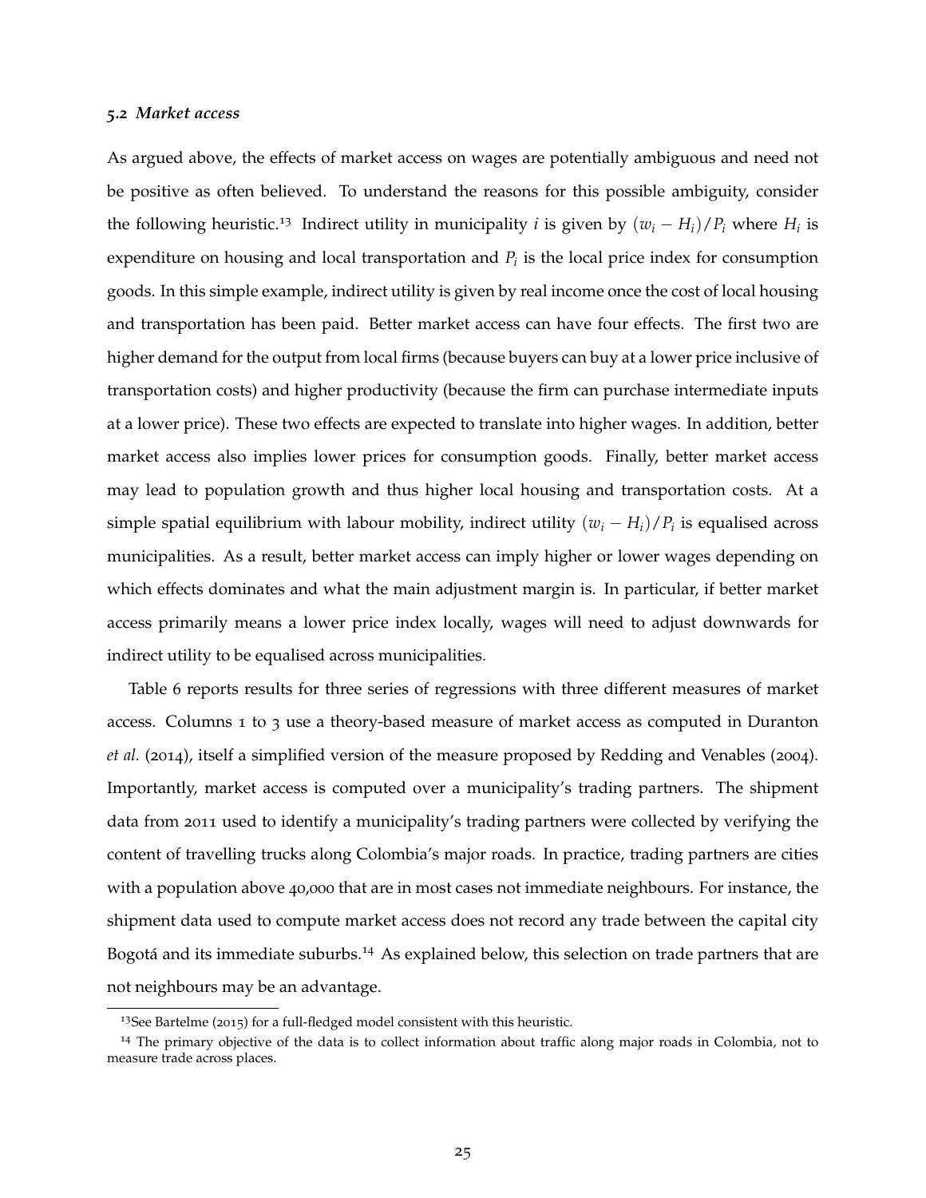### 5.2 *Market access*

As argued above, the effects of market access on wages are potentially ambiguous and need not be positive as often believed. To understand the reasons for this possible ambiguity, consider the following heuristic.[13] Indirect utility in municipality $i$ is given by $(w_i - H_i)/P_i$ where $H_i$ is expenditure on housing and local transportation and $P_i$ is the local price index for consumption goods. In this simple example, indirect utility is given by real income once the cost of local housing and transportation has been paid. Better market access can have four effects. The first two are higher demand for the output from local firms (because buyers can buy at a lower price inclusive of transportation costs) and higher productivity (because the firm can purchase intermediate inputs at a lower price). These two effects are expected to translate into higher wages. In addition, better market access also implies lower prices for consumption goods. Finally, better market access may lead to population growth and thus higher local housing and transportation costs. At a simple spatial equilibrium with labour mobility, indirect utility $(w_i - H_i)/P_i$ is equalised across municipalities. As a result, better market access can imply higher or lower wages depending on which effects dominates and what the main adjustment margin is. In particular, if better market access primarily means a lower price index locally, wages will need to adjust downwards for indirect utility to be equalised across municipalities.

Table 6 reports results for three series of regressions with three different measures of market access. Columns 1 to 3 use a theory-based measure of market access as computed in Duranton *et al.* (2014), itself a simplified version of the measure proposed by Redding and Venables (2004). Importantly, market access is computed over a municipality's trading partners. The shipment data from 2011 used to identify a municipality's trading partners were collected by verifying the content of travelling trucks along Colombia's major roads. In practice, trading partners are cities with a population above 40,000 that are in most cases not immediate neighbours. For instance, the shipment data used to compute market access does not record any trade between the capital city Bogotá and its immediate suburbs.[14] As explained below, this selection on trade partners that are not neighbours may be an advantage.

[13] See Bartelme (2015) for a full-fledged model consistent with this heuristic.

[14] The primary objective of the data is to collect information about traffic along major roads in Colombia, not to measure trade across places.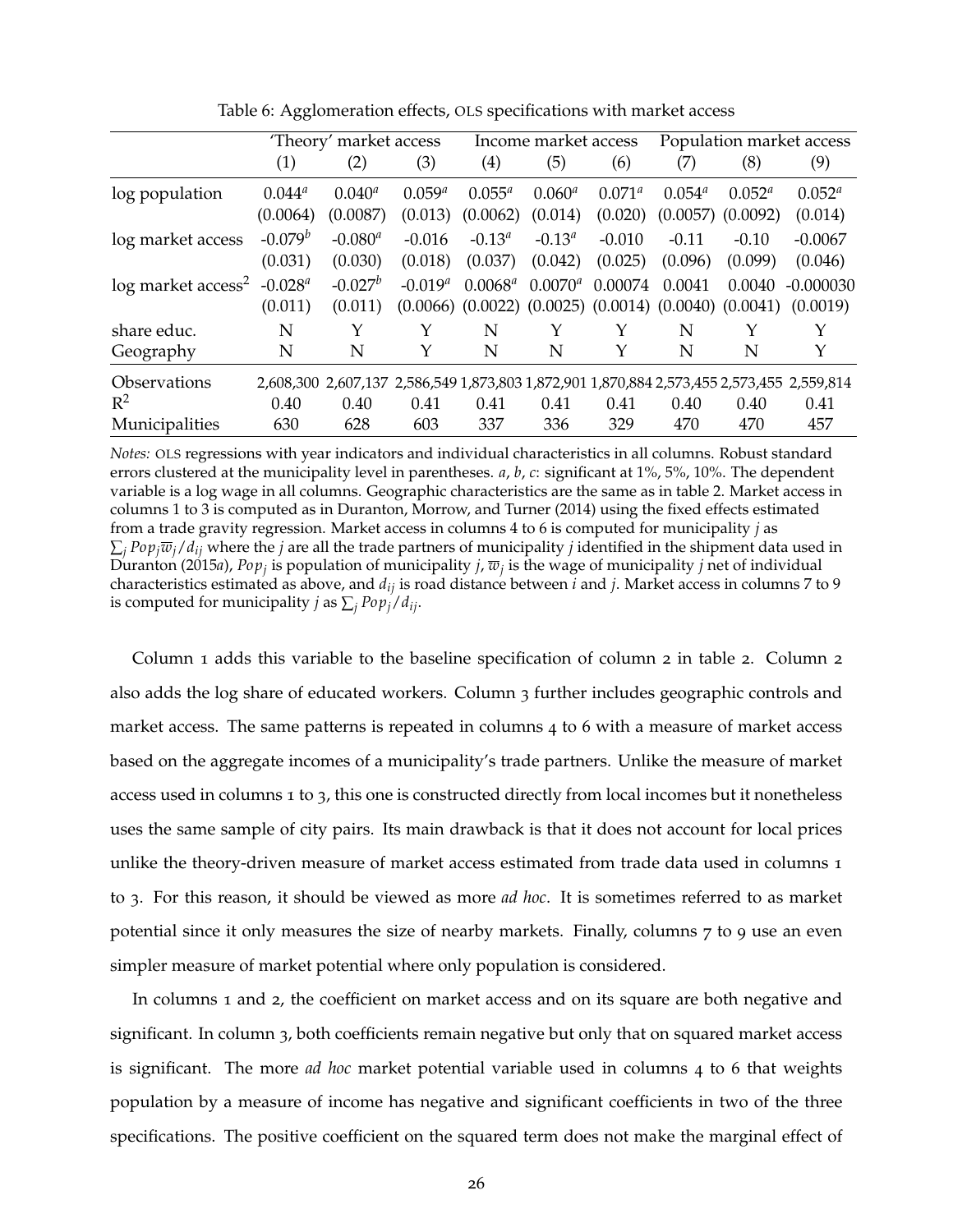Table 6: Agglomeration effects, OLS specifications with market access

| | 'Theory' market access | | | Income market access | | | Population market access | | |
|---|---|---|---|---|---|---|---|---|---|
| | (1) | (2) | (3) | (4) | (5) | (6) | (7) | (8) | (9) |
| log population | $0.044^a$ | $0.040^a$ | $0.059^a$ | $0.055^a$ | $0.060^a$ | $0.071^a$ | $0.054^a$ | $0.052^a$ | $0.052^a$ |
| | (0.0064) | (0.0087) | (0.013) | (0.0062) | (0.014) | (0.020) | (0.0057) | (0.0092) | (0.014) |
| log market access | $-0.079^b$ | $-0.080^a$ | -0.016 | $-0.13^a$ | $-0.13^a$ | -0.010 | -0.11 | -0.10 | -0.0067 |
| | (0.031) | (0.030) | (0.018) | (0.037) | (0.042) | (0.025) | (0.096) | (0.099) | (0.046) |
| log market access$^2$ | $-0.028^a$ | $-0.027^b$ | $-0.019^a$ | $0.0068^a$ | $0.0070^a$ | 0.00074 | 0.0041 | 0.0040 | -0.000030 |
| | (0.011) | (0.011) | (0.0066) | (0.0022) | (0.0025) | (0.0014) | (0.0040) | (0.0041) | (0.0019) |
| share educ. | N | Y | Y | N | Y | Y | N | Y | Y |
| Geography | N | N | Y | N | N | Y | N | N | Y |
| Observations | 2,608,300 | 2,607,137 | 2,586,549 | 1,873,803 | 1,872,901 | 1,870,884 | 2,573,455 | 2,573,455 | 2,559,814 |
| $R^2$ | 0.40 | 0.40 | 0.41 | 0.41 | 0.41 | 0.41 | 0.40 | 0.40 | 0.41 |
| Municipalities | 630 | 628 | 603 | 337 | 336 | 329 | 470 | 470 | 457 |

*Notes:* OLS regressions with year indicators and individual characteristics in all columns. Robust standard errors clustered at the municipality level in parentheses. *a*, *b*, *c*: significant at 1%, 5%, 10%. The dependent variable is a log wage in all columns. Geographic characteristics are the same as in table 2. Market access in columns 1 to 3 is computed as in Duranton, Morrow, and Turner (2014) using the fixed effects estimated from a trade gravity regression. Market access in columns 4 to 6 is computed for municipality $j$ as $\sum_j Pop_j \overline{w}_j / d_{ij}$ where the $j$ are all the trade partners of municipality $j$ identified in the shipment data used in Duranton (2015*a*), $Pop_j$ is population of municipality $j$, $\overline{w}_j$ is the wage of municipality $j$ net of individual characteristics estimated as above, and $d_{ij}$ is road distance between $i$ and $j$. Market access in columns 7 to 9 is computed for municipality $j$ as $\sum_j Pop_j / d_{ij}$.

Column 1 adds this variable to the baseline specification of column 2 in table 2. Column 2 also adds the log share of educated workers. Column 3 further includes geographic controls and market access. The same patterns is repeated in columns 4 to 6 with a measure of market access based on the aggregate incomes of a municipality's trade partners. Unlike the measure of market access used in columns 1 to 3, this one is constructed directly from local incomes but it nonetheless uses the same sample of city pairs. Its main drawback is that it does not account for local prices unlike the theory-driven measure of market access estimated from trade data used in columns 1 to 3. For this reason, it should be viewed as more *ad hoc*. It is sometimes referred to as market potential since it only measures the size of nearby markets. Finally, columns 7 to 9 use an even simpler measure of market potential where only population is considered.

In columns 1 and 2, the coefficient on market access and on its square are both negative and significant. In column 3, both coefficients remain negative but only that on squared market access is significant. The more *ad hoc* market potential variable used in columns 4 to 6 that weights population by a measure of income has negative and significant coefficients in two of the three specifications. The positive coefficient on the squared term does not make the marginal effect of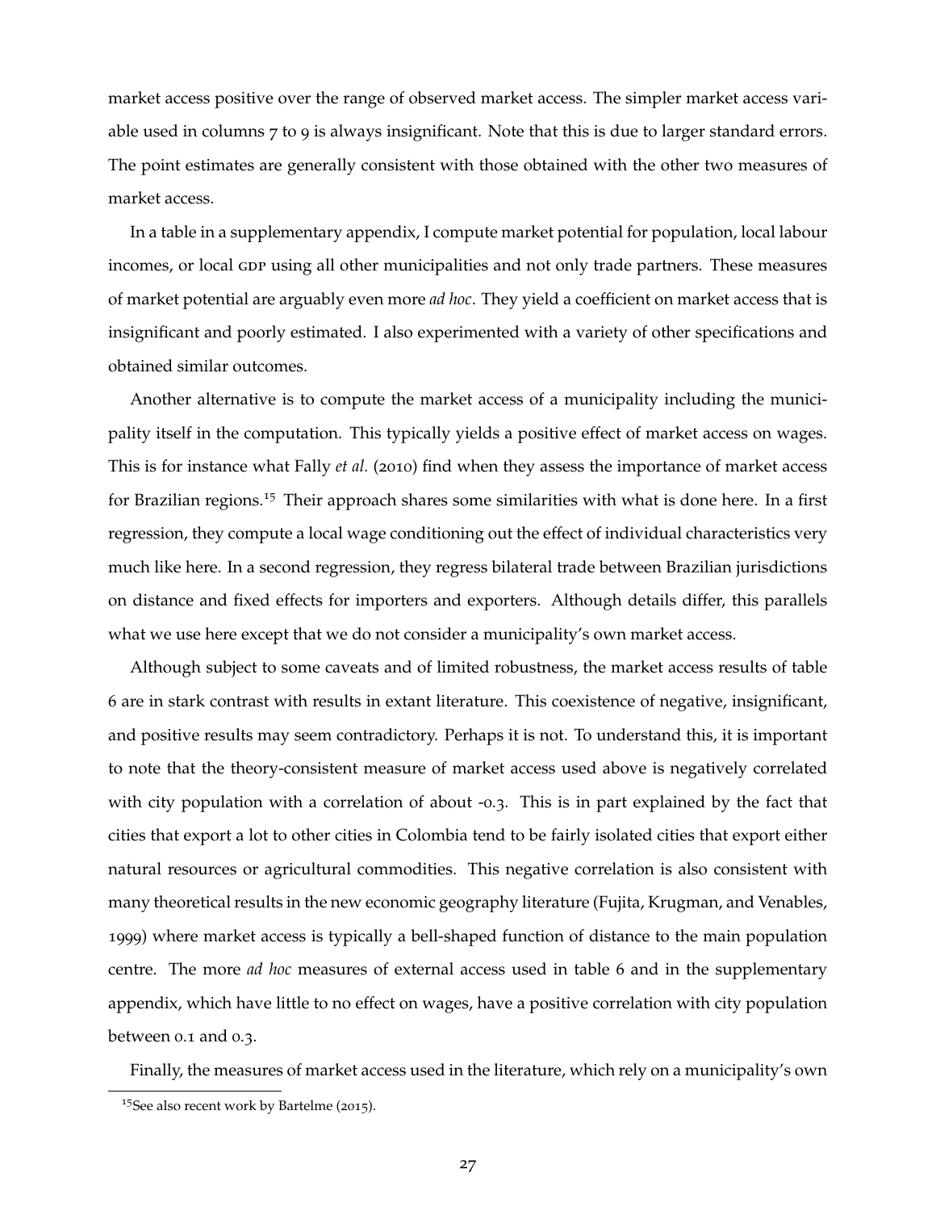market access positive over the range of observed market access. The simpler market access variable used in columns 7 to 9 is always insignificant. Note that this is due to larger standard errors. The point estimates are generally consistent with those obtained with the other two measures of market access.

In a table in a supplementary appendix, I compute market potential for population, local labour incomes, or local GDP using all other municipalities and not only trade partners. These measures of market potential are arguably even more *ad hoc*. They yield a coefficient on market access that is insignificant and poorly estimated. I also experimented with a variety of other specifications and obtained similar outcomes.

Another alternative is to compute the market access of a municipality including the municipality itself in the computation. This typically yields a positive effect of market access on wages. This is for instance what Fally *et al.* (2010) find when they assess the importance of market access for Brazilian regions.[15] Their approach shares some similarities with what is done here. In a first regression, they compute a local wage conditioning out the effect of individual characteristics very much like here. In a second regression, they regress bilateral trade between Brazilian jurisdictions on distance and fixed effects for importers and exporters. Although details differ, this parallels what we use here except that we do not consider a municipality's own market access.

Although subject to some caveats and of limited robustness, the market access results of table 6 are in stark contrast with results in extant literature. This coexistence of negative, insignificant, and positive results may seem contradictory. Perhaps it is not. To understand this, it is important to note that the theory-consistent measure of market access used above is negatively correlated with city population with a correlation of about -0.3. This is in part explained by the fact that cities that export a lot to other cities in Colombia tend to be fairly isolated cities that export either natural resources or agricultural commodities. This negative correlation is also consistent with many theoretical results in the new economic geography literature (Fujita, Krugman, and Venables, 1999) where market access is typically a bell-shaped function of distance to the main population centre. The more *ad hoc* measures of external access used in table 6 and in the supplementary appendix, which have little to no effect on wages, have a positive correlation with city population between 0.1 and 0.3.

Finally, the measures of market access used in the literature, which rely on a municipality's own

[15] See also recent work by Bartelme (2015).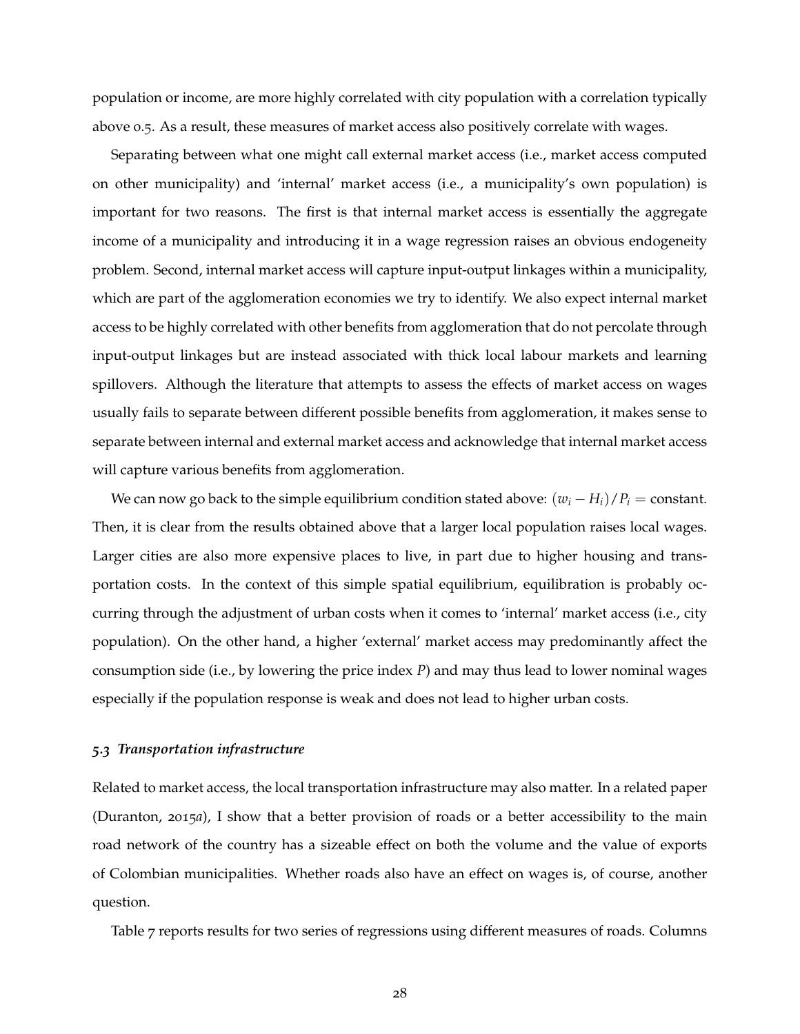population or income, are more highly correlated with city population with a correlation typically above 0.5. As a result, these measures of market access also positively correlate with wages.

Separating between what one might call external market access (i.e., market access computed on other municipality) and 'internal' market access (i.e., a municipality's own population) is important for two reasons. The first is that internal market access is essentially the aggregate income of a municipality and introducing it in a wage regression raises an obvious endogeneity problem. Second, internal market access will capture input-output linkages within a municipality, which are part of the agglomeration economies we try to identify. We also expect internal market access to be highly correlated with other benefits from agglomeration that do not percolate through input-output linkages but are instead associated with thick local labour markets and learning spillovers. Although the literature that attempts to assess the effects of market access on wages usually fails to separate between different possible benefits from agglomeration, it makes sense to separate between internal and external market access and acknowledge that internal market access will capture various benefits from agglomeration.

We can now go back to the simple equilibrium condition stated above: $(w_i - H_i)/P_i =$ constant. Then, it is clear from the results obtained above that a larger local population raises local wages. Larger cities are also more expensive places to live, in part due to higher housing and transportation costs. In the context of this simple spatial equilibrium, equilibration is probably occurring through the adjustment of urban costs when it comes to 'internal' market access (i.e., city population). On the other hand, a higher 'external' market access may predominantly affect the consumption side (i.e., by lowering the price index $P$) and may thus lead to lower nominal wages especially if the population response is weak and does not lead to higher urban costs.

### 5.3 *Transportation infrastructure*

Related to market access, the local transportation infrastructure may also matter. In a related paper (Duranton, 2015*a*), I show that a better provision of roads or a better accessibility to the main road network of the country has a sizeable effect on both the volume and the value of exports of Colombian municipalities. Whether roads also have an effect on wages is, of course, another question.

Table 7 reports results for two series of regressions using different measures of roads. Columns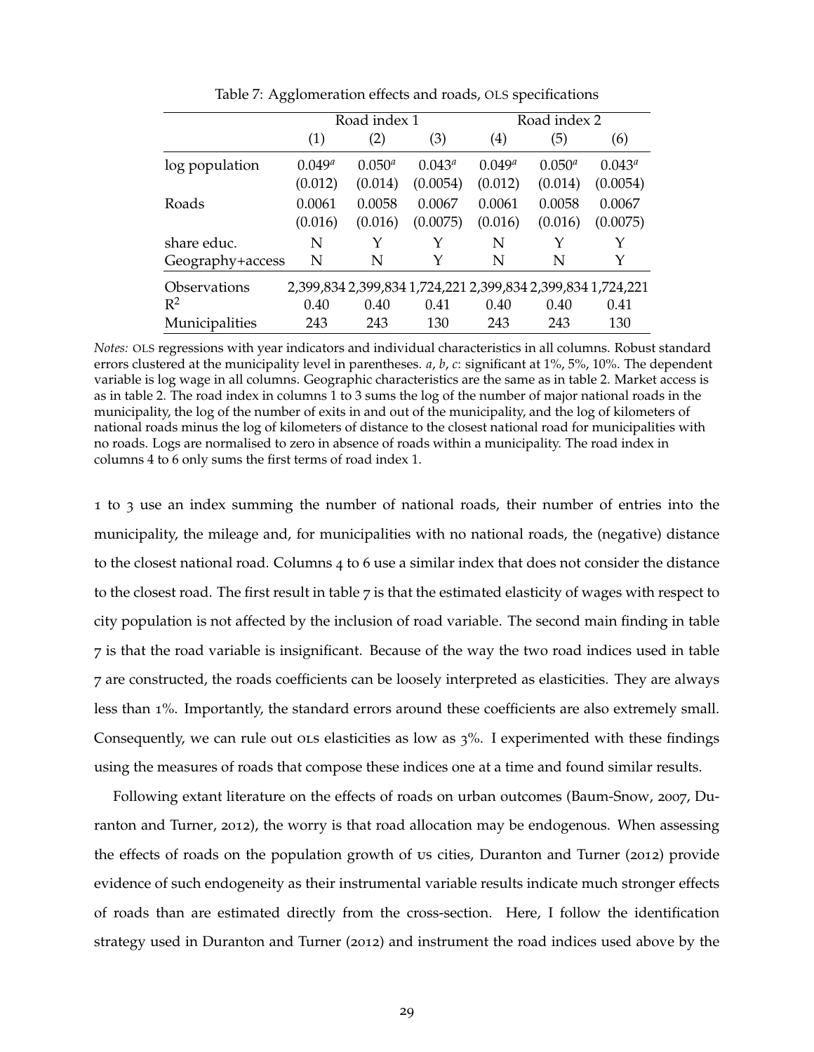Table 7: Agglomeration effects and roads, OLS specifications

| | Road index 1 | | | Road index 2 | | |
|---|---|---|---|---|---|---|
| | (1) | (2) | (3) | (4) | (5) | (6) |
| log population | $0.049^a$ | $0.050^a$ | $0.043^a$ | $0.049^a$ | $0.050^a$ | $0.043^a$ |
| | (0.012) | (0.014) | (0.0054) | (0.012) | (0.014) | (0.0054) |
| Roads | 0.0061 | 0.0058 | 0.0067 | 0.0061 | 0.0058 | 0.0067 |
| | (0.016) | (0.016) | (0.0075) | (0.016) | (0.016) | (0.0075) |
| share educ. | N | Y | Y | N | Y | Y |
| Geography+access | N | N | Y | N | N | Y |
| Observations | 2,399,834 | 2,399,834 | 1,724,221 | 2,399,834 | 2,399,834 | 1,724,221 |
| $R^2$ | 0.40 | 0.40 | 0.41 | 0.40 | 0.40 | 0.41 |
| Municipalities | 243 | 243 | 130 | 243 | 243 | 130 |

*Notes:* OLS regressions with year indicators and individual characteristics in all columns. Robust standard errors clustered at the municipality level in parentheses. *a*, *b*, *c*: significant at 1%, 5%, 10%. The dependent variable is log wage in all columns. Geographic characteristics are the same as in table 2. Market access is as in table 2. The road index in columns 1 to 3 sums the log of the number of major national roads in the municipality, the log of the number of exits in and out of the municipality, and the log of kilometers of national roads minus the log of kilometers of distance to the closest national road for municipalities with no roads. Logs are normalised to zero in absence of roads within a municipality. The road index in columns 4 to 6 only sums the first terms of road index 1.

1 to 3 use an index summing the number of national roads, their number of entries into the municipality, the mileage and, for municipalities with no national roads, the (negative) distance to the closest national road. Columns 4 to 6 use a similar index that does not consider the distance to the closest road. The first result in table 7 is that the estimated elasticity of wages with respect to city population is not affected by the inclusion of road variable. The second main finding in table 7 is that the road variable is insignificant. Because of the way the two road indices used in table 7 are constructed, the roads coefficients can be loosely interpreted as elasticities. They are always less than 1%. Importantly, the standard errors around these coefficients are also extremely small. Consequently, we can rule out OLS elasticities as low as 3%. I experimented with these findings using the measures of roads that compose these indices one at a time and found similar results.

Following extant literature on the effects of roads on urban outcomes (Baum-Snow, 2007, Duranton and Turner, 2012), the worry is that road allocation may be endogenous. When assessing the effects of roads on the population growth of US cities, Duranton and Turner (2012) provide evidence of such endogeneity as their instrumental variable results indicate much stronger effects of roads than are estimated directly from the cross-section. Here, I follow the identification strategy used in Duranton and Turner (2012) and instrument the road indices used above by the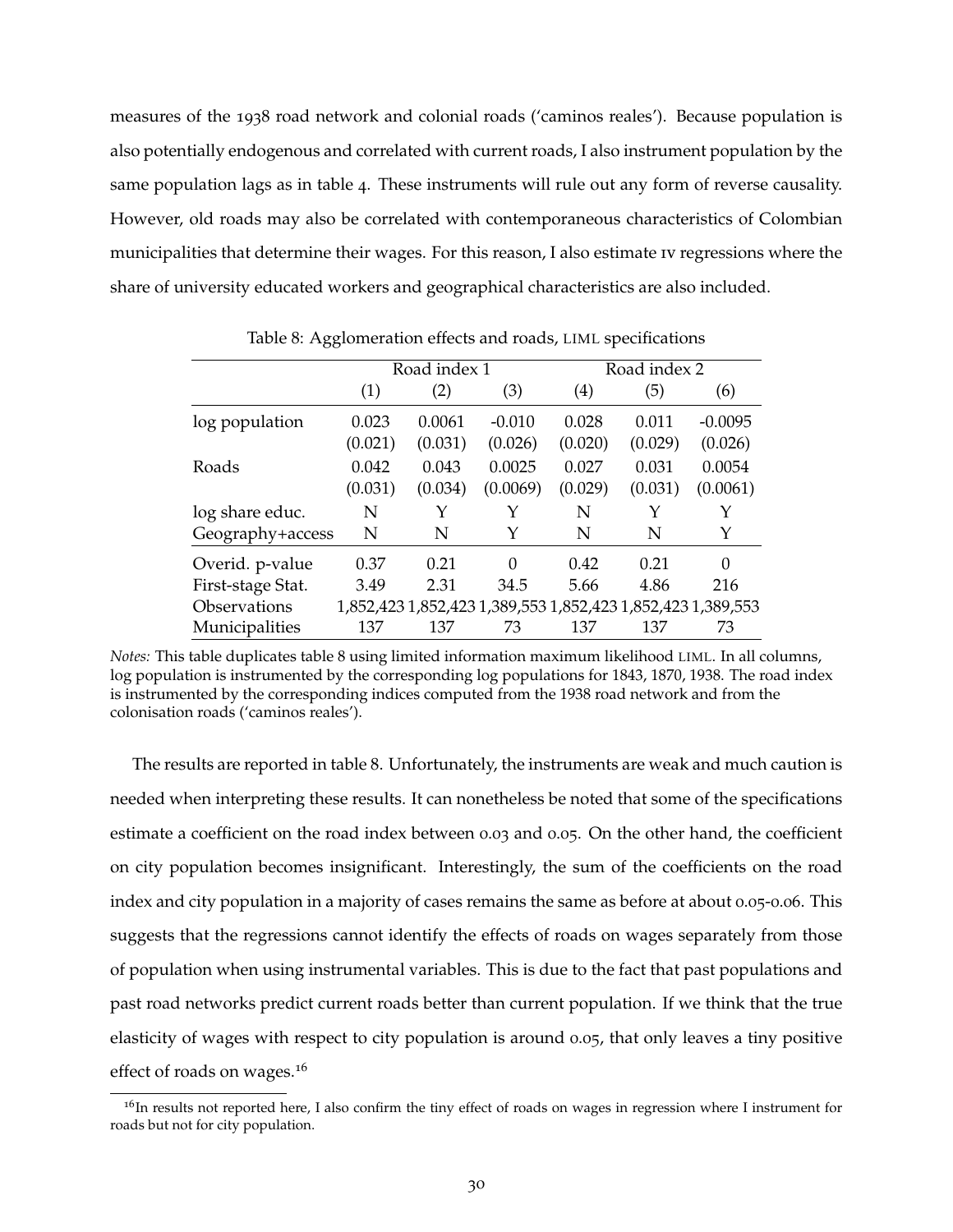measures of the 1938 road network and colonial roads ('caminos reales'). Because population is also potentially endogenous and correlated with current roads, I also instrument population by the same population lags as in table 4. These instruments will rule out any form of reverse causality. However, old roads may also be correlated with contemporaneous characteristics of Colombian municipalities that determine their wages. For this reason, I also estimate IV regressions where the share of university educated workers and geographical characteristics are also included.

Table 8: Agglomeration effects and roads, LIML specifications

| | Road index 1 | | | Road index 2 | | |
|---|---|---|---|---|---|---|
| | (1) | (2) | (3) | (4) | (5) | (6) |
| log population | 0.023 | 0.0061 | -0.010 | 0.028 | 0.011 | -0.0095 |
| | (0.021) | (0.031) | (0.026) | (0.020) | (0.029) | (0.026) |
| Roads | 0.042 | 0.043 | 0.0025 | 0.027 | 0.031 | 0.0054 |
| | (0.031) | (0.034) | (0.0069) | (0.029) | (0.031) | (0.0061) |
| log share educ. | N | Y | Y | N | Y | Y |
| Geography+access | N | N | Y | N | N | Y |
| Overid. p-value | 0.37 | 0.21 | 0 | 0.42 | 0.21 | 0 |
| First-stage Stat. | 3.49 | 2.31 | 34.5 | 5.66 | 4.86 | 216 |
| Observations | 1,852,423 | 1,852,423 | 1,389,553 | 1,852,423 | 1,852,423 | 1,389,553 |
| Municipalities | 137 | 137 | 73 | 137 | 137 | 73 |

*Notes:* This table duplicates table 8 using limited information maximum likelihood LIML. In all columns, log population is instrumented by the corresponding log populations for 1843, 1870, 1938. The road index is instrumented by the corresponding indices computed from the 1938 road network and from the colonisation roads ('caminos reales').

The results are reported in table 8. Unfortunately, the instruments are weak and much caution is needed when interpreting these results. It can nonetheless be noted that some of the specifications estimate a coefficient on the road index between 0.03 and 0.05. On the other hand, the coefficient on city population becomes insignificant. Interestingly, the sum of the coefficients on the road index and city population in a majority of cases remains the same as before at about 0.05-0.06. This suggests that the regressions cannot identify the effects of roads on wages separately from those of population when using instrumental variables. This is due to the fact that past populations and past road networks predict current roads better than current population. If we think that the true elasticity of wages with respect to city population is around 0.05, that only leaves a tiny positive effect of roads on wages.[16]

[16] In results not reported here, I also confirm the tiny effect of roads on wages in regression where I instrument for roads but not for city population.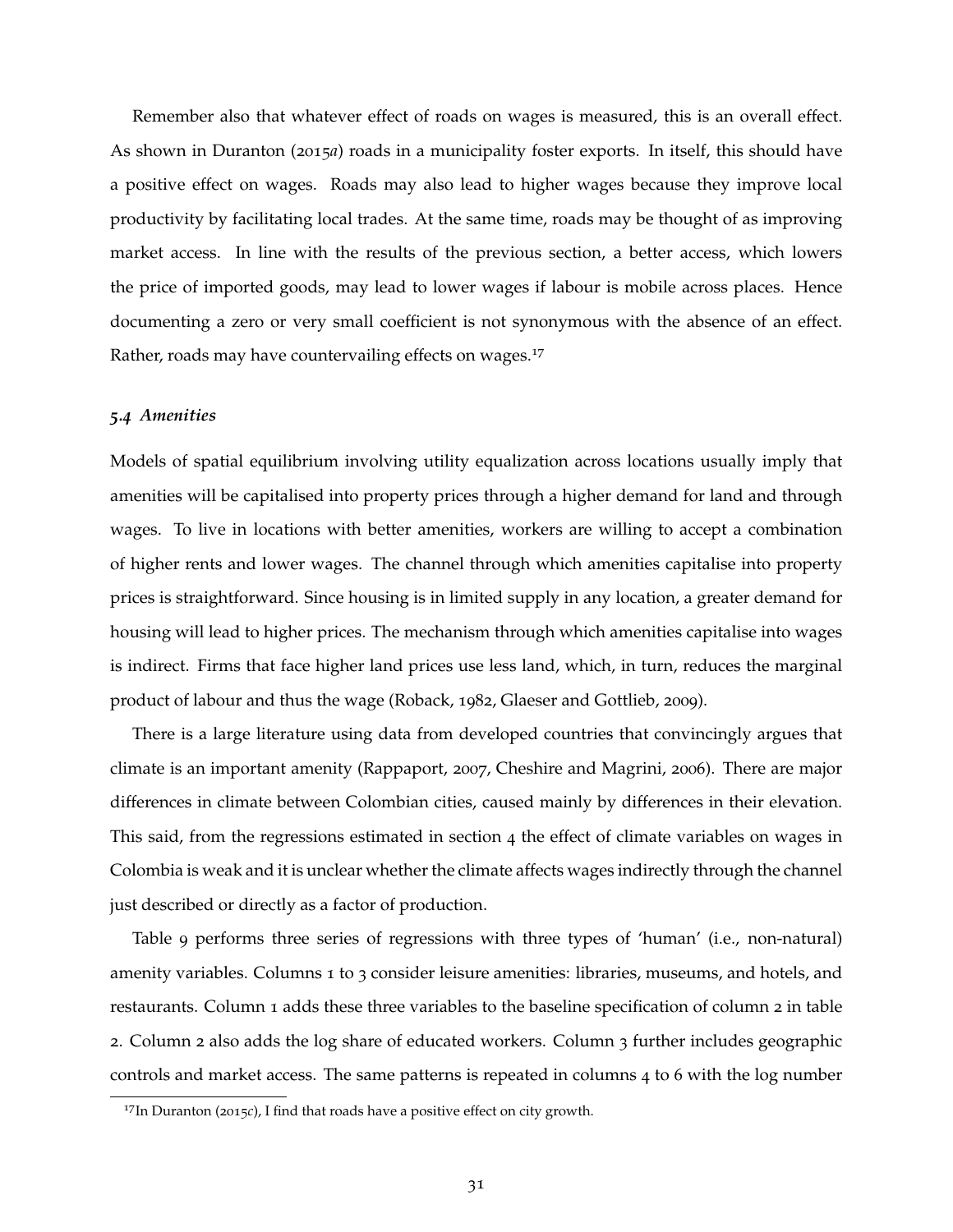Remember also that whatever effect of roads on wages is measured, this is an overall effect. As shown in Duranton (2015*a*) roads in a municipality foster exports. In itself, this should have a positive effect on wages. Roads may also lead to higher wages because they improve local productivity by facilitating local trades. At the same time, roads may be thought of as improving market access. In line with the results of the previous section, a better access, which lowers the price of imported goods, may lead to lower wages if labour is mobile across places. Hence documenting a zero or very small coefficient is not synonymous with the absence of an effect. Rather, roads may have countervailing effects on wages.[17]

### *5.4 Amenities*

Models of spatial equilibrium involving utility equalization across locations usually imply that amenities will be capitalised into property prices through a higher demand for land and through wages. To live in locations with better amenities, workers are willing to accept a combination of higher rents and lower wages. The channel through which amenities capitalise into property prices is straightforward. Since housing is in limited supply in any location, a greater demand for housing will lead to higher prices. The mechanism through which amenities capitalise into wages is indirect. Firms that face higher land prices use less land, which, in turn, reduces the marginal product of labour and thus the wage (Roback, 1982, Glaeser and Gottlieb, 2009).

There is a large literature using data from developed countries that convincingly argues that climate is an important amenity (Rappaport, 2007, Cheshire and Magrini, 2006). There are major differences in climate between Colombian cities, caused mainly by differences in their elevation. This said, from the regressions estimated in section 4 the effect of climate variables on wages in Colombia is weak and it is unclear whether the climate affects wages indirectly through the channel just described or directly as a factor of production.

Table 9 performs three series of regressions with three types of 'human' (i.e., non-natural) amenity variables. Columns 1 to 3 consider leisure amenities: libraries, museums, and hotels, and restaurants. Column 1 adds these three variables to the baseline specification of column 2 in table 2. Column 2 also adds the log share of educated workers. Column 3 further includes geographic controls and market access. The same patterns is repeated in columns 4 to 6 with the log number

[17] In Duranton (2015*c*), I find that roads have a positive effect on city growth.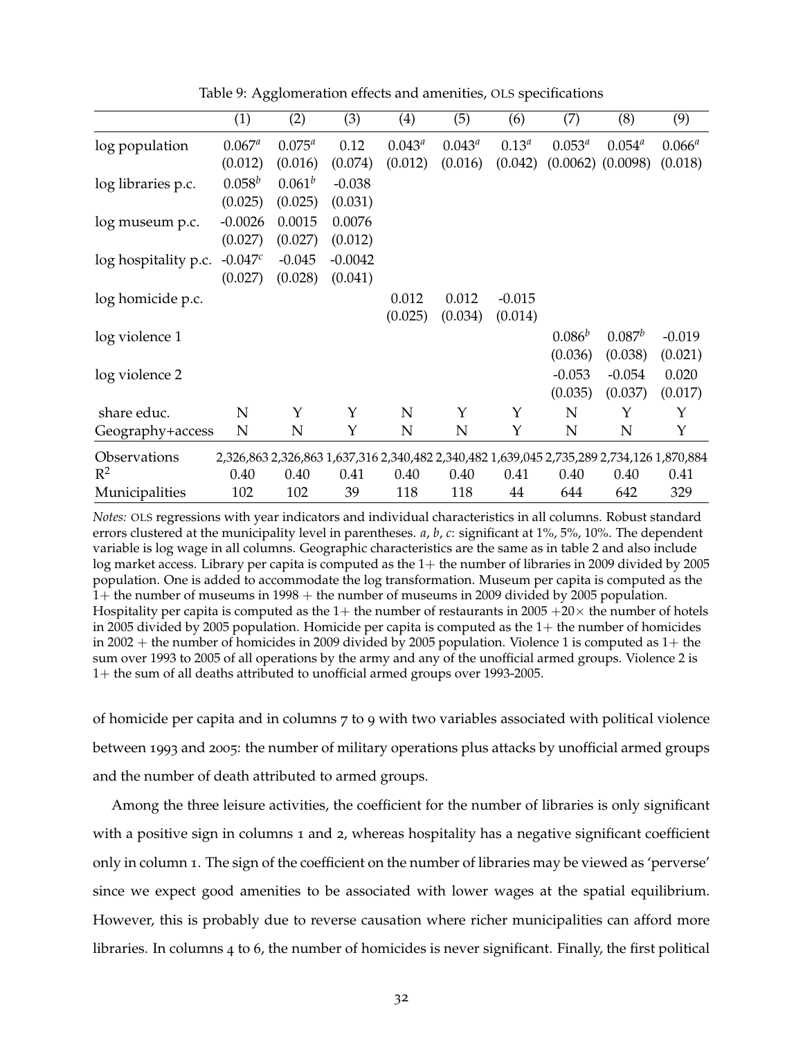Table 9: Agglomeration effects and amenities, OLS specifications

| | (1) | (2) | (3) | (4) | (5) | (6) | (7) | (8) | (9) |
|---|---|---|---|---|---|---|---|---|---|
| log population | $0.067^a$ | $0.075^a$ | 0.12 | $0.043^a$ | $0.043^a$ | $0.13^a$ | $0.053^a$ | $0.054^a$ | $0.066^a$ |
| | (0.012) | (0.016) | (0.074) | (0.012) | (0.016) | (0.042) | (0.0062) | (0.0098) | (0.018) |
| log libraries p.c. | $0.058^b$ | $0.061^b$ | -0.038 | | | | | | |
| | (0.025) | (0.025) | (0.031) | | | | | | |
| log museum p.c. | -0.0026 | 0.0015 | 0.0076 | | | | | | |
| | (0.027) | (0.027) | (0.012) | | | | | | |
| log hospitality p.c. | $-0.047^c$ | -0.045 | -0.0042 | | | | | | |
| | (0.027) | (0.028) | (0.041) | | | | | | |
| log homicide p.c. | | | | 0.012 | 0.012 | -0.015 | | | |
| | | | | (0.025) | (0.034) | (0.014) | | | |
| log violence 1 | | | | | | | $0.086^b$ | $0.087^b$ | -0.019 |
| | | | | | | | (0.036) | (0.038) | (0.021) |
| log violence 2 | | | | | | | -0.053 | -0.054 | 0.020 |
| | | | | | | | (0.035) | (0.037) | (0.017) |
| share educ. | N | Y | Y | N | Y | Y | N | Y | Y |
| Geography+access | N | N | Y | N | N | Y | N | N | Y |
| Observations | 2,326,863 | 2,326,863 | 1,637,316 | 2,340,482 | 2,340,482 | 1,639,045 | 2,735,289 | 2,734,126 | 1,870,884 |
| $R^2$ | 0.40 | 0.40 | 0.41 | 0.40 | 0.40 | 0.41 | 0.40 | 0.40 | 0.41 |
| Municipalities | 102 | 102 | 39 | 118 | 118 | 44 | 644 | 642 | 329 |

*Notes:* OLS regressions with year indicators and individual characteristics in all columns. Robust standard errors clustered at the municipality level in parentheses. *a*, *b*, *c*: significant at 1%, 5%, 10%. The dependent variable is log wage in all columns. Geographic characteristics are the same as in table 2 and also include log market access. Library per capita is computed as the 1+ the number of libraries in 2009 divided by 2005 population. One is added to accommodate the log transformation. Museum per capita is computed as the 1+ the number of museums in 1998 + the number of museums in 2009 divided by 2005 population. Hospitality per capita is computed as the 1+ the number of restaurants in 2005 +20× the number of hotels in 2005 divided by 2005 population. Homicide per capita is computed as the 1+ the number of homicides in 2002 + the number of homicides in 2009 divided by 2005 population. Violence 1 is computed as 1+ the sum over 1993 to 2005 of all operations by the army and any of the unofficial armed groups. Violence 2 is 1+ the sum of all deaths attributed to unofficial armed groups over 1993-2005.

of homicide per capita and in columns 7 to 9 with two variables associated with political violence between 1993 and 2005: the number of military operations plus attacks by unofficial armed groups and the number of death attributed to armed groups.

Among the three leisure activities, the coefficient for the number of libraries is only significant with a positive sign in columns 1 and 2, whereas hospitality has a negative significant coefficient only in column 1. The sign of the coefficient on the number of libraries may be viewed as 'perverse' since we expect good amenities to be associated with lower wages at the spatial equilibrium. However, this is probably due to reverse causation where richer municipalities can afford more libraries. In columns 4 to 6, the number of homicides is never significant. Finally, the first political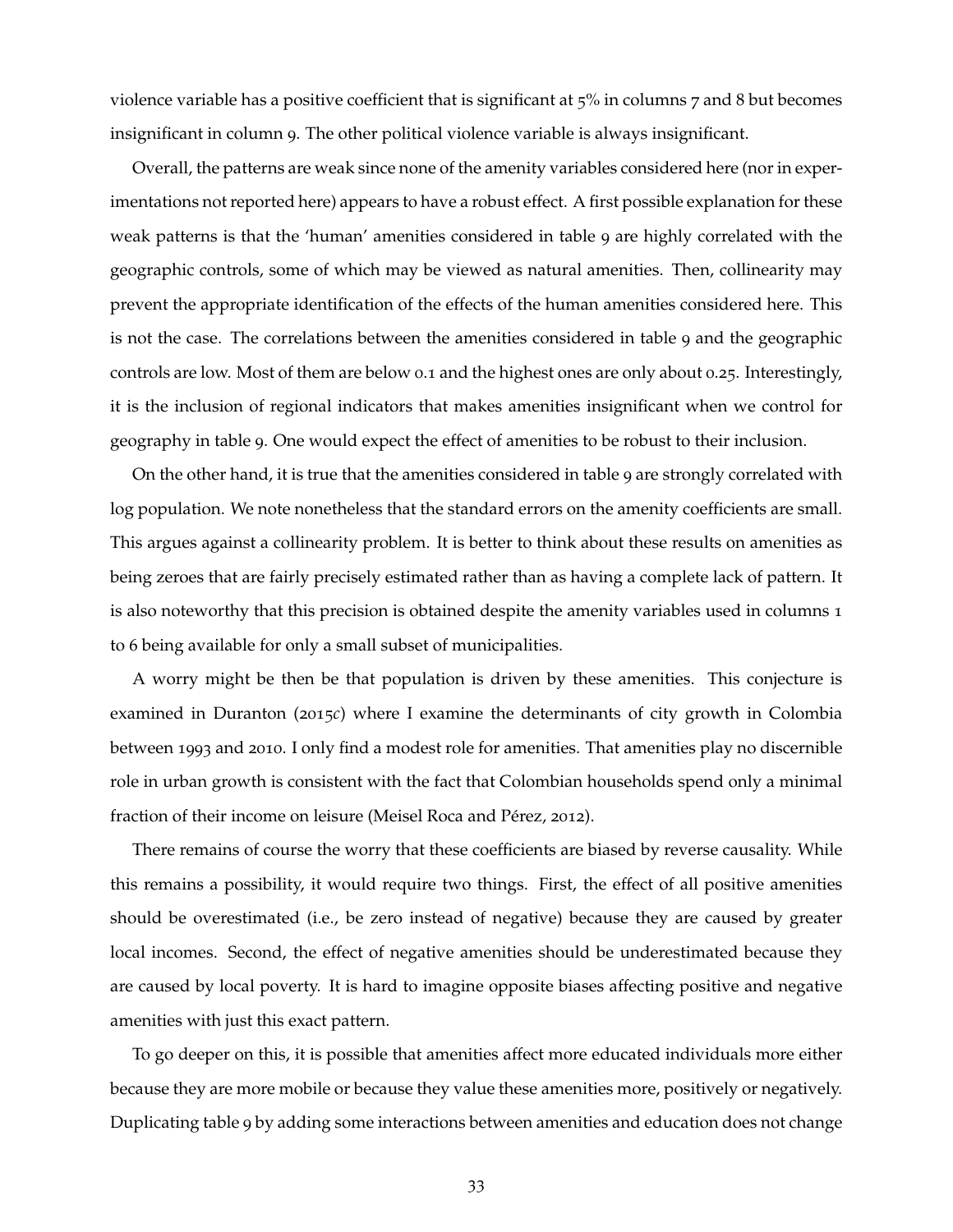violence variable has a positive coefficient that is significant at 5% in columns 7 and 8 but becomes insignificant in column 9. The other political violence variable is always insignificant.

Overall, the patterns are weak since none of the amenity variables considered here (nor in experimentations not reported here) appears to have a robust effect. A first possible explanation for these weak patterns is that the 'human' amenities considered in table 9 are highly correlated with the geographic controls, some of which may be viewed as natural amenities. Then, collinearity may prevent the appropriate identification of the effects of the human amenities considered here. This is not the case. The correlations between the amenities considered in table 9 and the geographic controls are low. Most of them are below 0.1 and the highest ones are only about 0.25. Interestingly, it is the inclusion of regional indicators that makes amenities insignificant when we control for geography in table 9. One would expect the effect of amenities to be robust to their inclusion.

On the other hand, it is true that the amenities considered in table 9 are strongly correlated with log population. We note nonetheless that the standard errors on the amenity coefficients are small. This argues against a collinearity problem. It is better to think about these results on amenities as being zeroes that are fairly precisely estimated rather than as having a complete lack of pattern. It is also noteworthy that this precision is obtained despite the amenity variables used in columns 1 to 6 being available for only a small subset of municipalities.

A worry might be then be that population is driven by these amenities. This conjecture is examined in Duranton (2015*c*) where I examine the determinants of city growth in Colombia between 1993 and 2010. I only find a modest role for amenities. That amenities play no discernible role in urban growth is consistent with the fact that Colombian households spend only a minimal fraction of their income on leisure (Meisel Roca and Pérez, 2012).

There remains of course the worry that these coefficients are biased by reverse causality. While this remains a possibility, it would require two things. First, the effect of all positive amenities should be overestimated (i.e., be zero instead of negative) because they are caused by greater local incomes. Second, the effect of negative amenities should be underestimated because they are caused by local poverty. It is hard to imagine opposite biases affecting positive and negative amenities with just this exact pattern.

To go deeper on this, it is possible that amenities affect more educated individuals more either because they are more mobile or because they value these amenities more, positively or negatively. Duplicating table 9 by adding some interactions between amenities and education does not change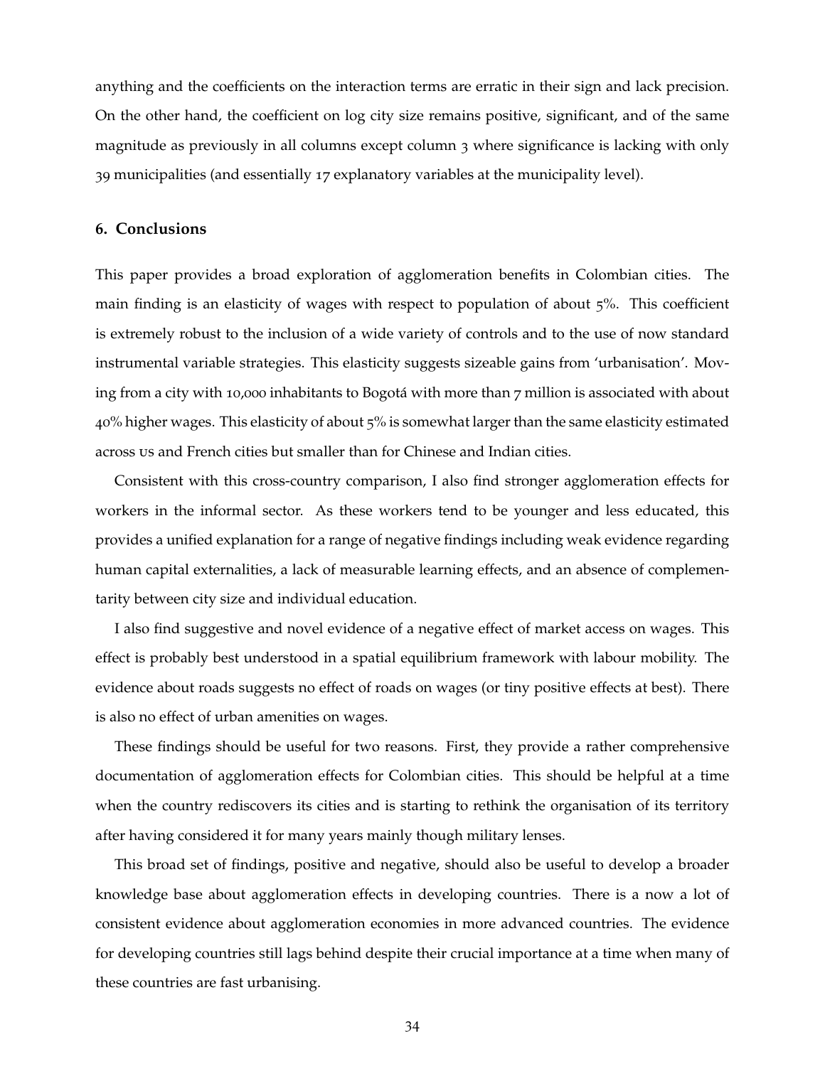anything and the coefficients on the interaction terms are erratic in their sign and lack precision. On the other hand, the coefficient on log city size remains positive, significant, and of the same magnitude as previously in all columns except column 3 where significance is lacking with only 39 municipalities (and essentially 17 explanatory variables at the municipality level).

## 6. Conclusions

This paper provides a broad exploration of agglomeration benefits in Colombian cities. The main finding is an elasticity of wages with respect to population of about 5%. This coefficient is extremely robust to the inclusion of a wide variety of controls and to the use of now standard instrumental variable strategies. This elasticity suggests sizeable gains from 'urbanisation'. Moving from a city with 10,000 inhabitants to Bogotá with more than 7 million is associated with about 40% higher wages. This elasticity of about 5% is somewhat larger than the same elasticity estimated across US and French cities but smaller than for Chinese and Indian cities.

Consistent with this cross-country comparison, I also find stronger agglomeration effects for workers in the informal sector. As these workers tend to be younger and less educated, this provides a unified explanation for a range of negative findings including weak evidence regarding human capital externalities, a lack of measurable learning effects, and an absence of complementarity between city size and individual education.

I also find suggestive and novel evidence of a negative effect of market access on wages. This effect is probably best understood in a spatial equilibrium framework with labour mobility. The evidence about roads suggests no effect of roads on wages (or tiny positive effects at best). There is also no effect of urban amenities on wages.

These findings should be useful for two reasons. First, they provide a rather comprehensive documentation of agglomeration effects for Colombian cities. This should be helpful at a time when the country rediscovers its cities and is starting to rethink the organisation of its territory after having considered it for many years mainly though military lenses.

This broad set of findings, positive and negative, should also be useful to develop a broader knowledge base about agglomeration effects in developing countries. There is a now a lot of consistent evidence about agglomeration economies in more advanced countries. The evidence for developing countries still lags behind despite their crucial importance at a time when many of these countries are fast urbanising.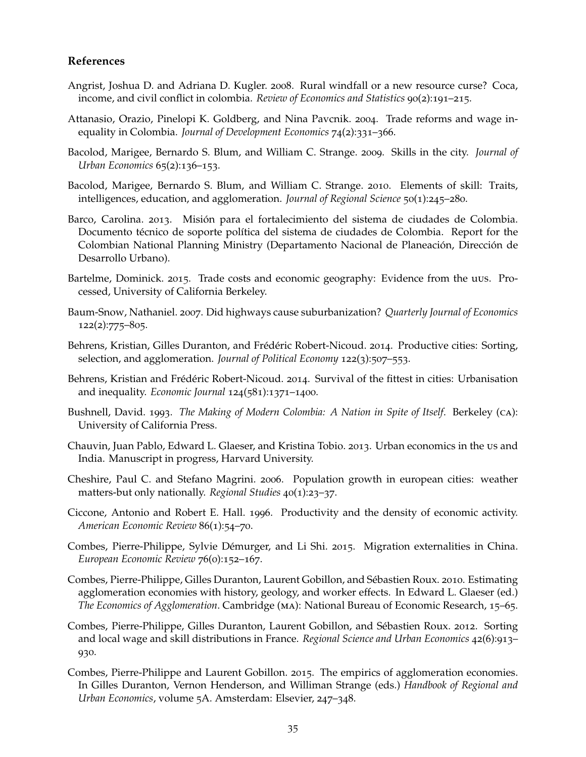## References

Angrist, Joshua D. and Adriana D. Kugler. 2008. Rural windfall or a new resource curse? Coca, income, and civil conflict in colombia. *Review of Economics and Statistics* 90(2):191–215.

Attanasio, Orazio, Pinelopi K. Goldberg, and Nina Pavcnik. 2004. Trade reforms and wage inequality in Colombia. *Journal of Development Economics* 74(2):331–366.

Bacolod, Marigee, Bernardo S. Blum, and William C. Strange. 2009. Skills in the city. *Journal of Urban Economics* 65(2):136–153.

Bacolod, Marigee, Bernardo S. Blum, and William C. Strange. 2010. Elements of skill: Traits, intelligences, education, and agglomeration. *Journal of Regional Science* 50(1):245–280.

Barco, Carolina. 2013. Misión para el fortalecimiento del sistema de ciudades de Colombia. Documento técnico de soporte política del sistema de ciudades de Colombia. Report for the Colombian National Planning Ministry (Departamento Nacional de Planeación, Dirección de Desarrollo Urbano).

Bartelme, Dominick. 2015. Trade costs and economic geography: Evidence from the uus. Processed, University of California Berkeley.

Baum-Snow, Nathaniel. 2007. Did highways cause suburbanization? *Quarterly Journal of Economics* 122(2):775–805.

Behrens, Kristian, Gilles Duranton, and Frédéric Robert-Nicoud. 2014. Productive cities: Sorting, selection, and agglomeration. *Journal of Political Economy* 122(3):507–553.

Behrens, Kristian and Frédéric Robert-Nicoud. 2014. Survival of the fittest in cities: Urbanisation and inequality. *Economic Journal* 124(581):1371–1400.

Bushnell, David. 1993. *The Making of Modern Colombia: A Nation in Spite of Itself*. Berkeley (ca): University of California Press.

Chauvin, Juan Pablo, Edward L. Glaeser, and Kristina Tobio. 2013. Urban economics in the us and India. Manuscript in progress, Harvard University.

Cheshire, Paul C. and Stefano Magrini. 2006. Population growth in european cities: weather matters-but only nationally. *Regional Studies* 40(1):23–37.

Ciccone, Antonio and Robert E. Hall. 1996. Productivity and the density of economic activity. *American Economic Review* 86(1):54–70.

Combes, Pierre-Philippe, Sylvie Démurger, and Li Shi. 2015. Migration externalities in China. *European Economic Review* 76(0):152–167.

Combes, Pierre-Philippe, Gilles Duranton, Laurent Gobillon, and Sébastien Roux. 2010. Estimating agglomeration economies with history, geology, and worker effects. In Edward L. Glaeser (ed.) *The Economics of Agglomeration*. Cambridge (ma): National Bureau of Economic Research, 15–65.

Combes, Pierre-Philippe, Gilles Duranton, Laurent Gobillon, and Sébastien Roux. 2012. Sorting and local wage and skill distributions in France. *Regional Science and Urban Economics* 42(6):913–930.

Combes, Pierre-Philippe and Laurent Gobillon. 2015. The empirics of agglomeration economies. In Gilles Duranton, Vernon Henderson, and Williman Strange (eds.) *Handbook of Regional and Urban Economics*, volume 5A. Amsterdam: Elsevier, 247–348.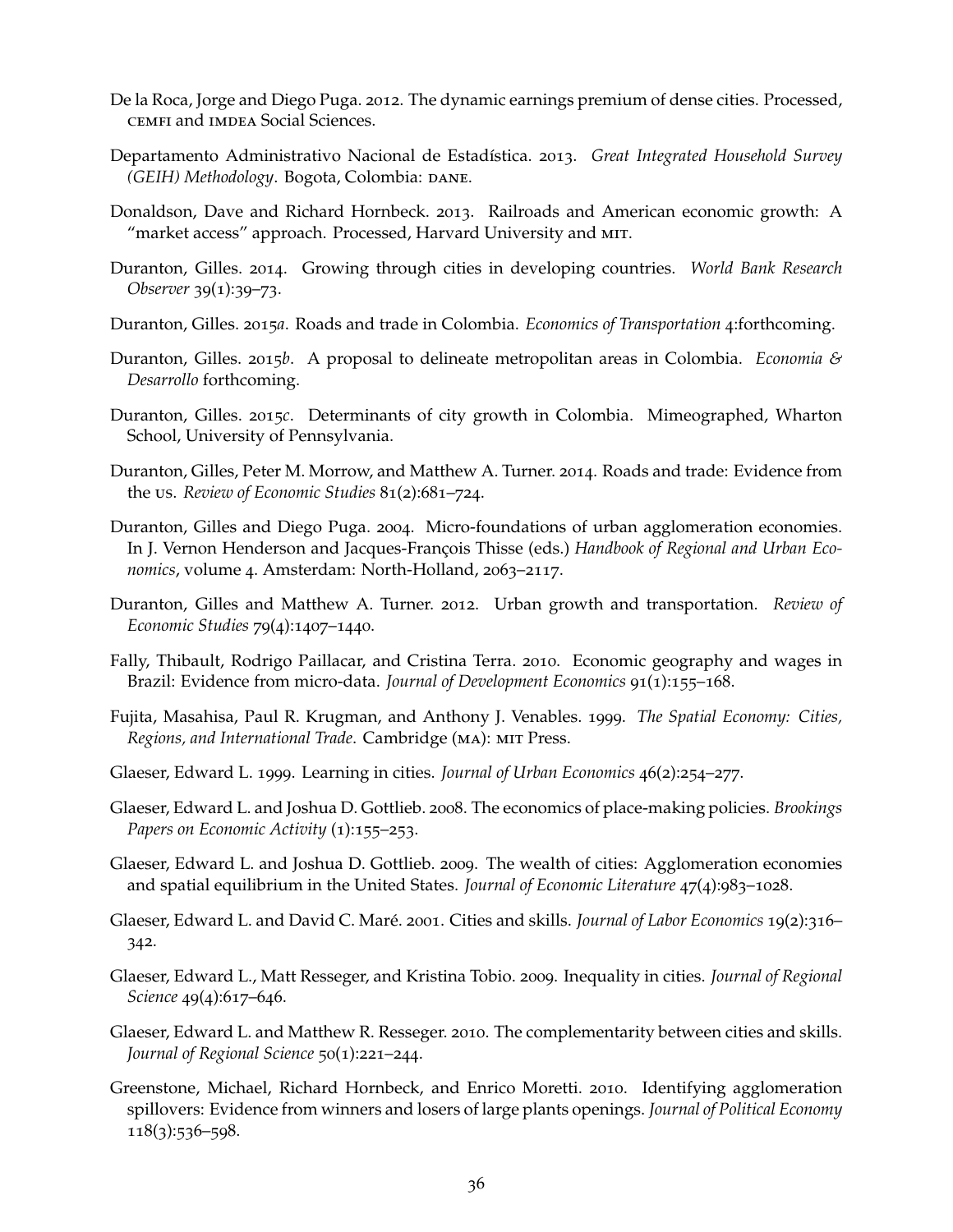De la Roca, Jorge and Diego Puga. 2012. The dynamic earnings premium of dense cities. Processed, CEMFI and IMDEA Social Sciences.

Departamento Administrativo Nacional de Estadística. 2013. *Great Integrated Household Survey (GEIH) Methodology*. Bogota, Colombia: DANE.

Donaldson, Dave and Richard Hornbeck. 2013. Railroads and American economic growth: A "market access" approach. Processed, Harvard University and MIT.

Duranton, Gilles. 2014. Growing through cities in developing countries. *World Bank Research Observer* 39(1):39–73.

Duranton, Gilles. 2015*a*. Roads and trade in Colombia. *Economics of Transportation* 4:forthcoming.

Duranton, Gilles. 2015*b*. A proposal to delineate metropolitan areas in Colombia. *Economia & Desarrollo* forthcoming.

Duranton, Gilles. 2015*c*. Determinants of city growth in Colombia. Mimeographed, Wharton School, University of Pennsylvania.

Duranton, Gilles, Peter M. Morrow, and Matthew A. Turner. 2014. Roads and trade: Evidence from the US. *Review of Economic Studies* 81(2):681–724.

Duranton, Gilles and Diego Puga. 2004. Micro-foundations of urban agglomeration economies. In J. Vernon Henderson and Jacques-François Thisse (eds.) *Handbook of Regional and Urban Economics*, volume 4. Amsterdam: North-Holland, 2063–2117.

Duranton, Gilles and Matthew A. Turner. 2012. Urban growth and transportation. *Review of Economic Studies* 79(4):1407–1440.

Fally, Thibault, Rodrigo Paillacar, and Cristina Terra. 2010. Economic geography and wages in Brazil: Evidence from micro-data. *Journal of Development Economics* 91(1):155–168.

Fujita, Masahisa, Paul R. Krugman, and Anthony J. Venables. 1999. *The Spatial Economy: Cities, Regions, and International Trade*. Cambridge (MA): MIT Press.

Glaeser, Edward L. 1999. Learning in cities. *Journal of Urban Economics* 46(2):254–277.

Glaeser, Edward L. and Joshua D. Gottlieb. 2008. The economics of place-making policies. *Brookings Papers on Economic Activity* (1):155–253.

Glaeser, Edward L. and Joshua D. Gottlieb. 2009. The wealth of cities: Agglomeration economies and spatial equilibrium in the United States. *Journal of Economic Literature* 47(4):983–1028.

Glaeser, Edward L. and David C. Maré. 2001. Cities and skills. *Journal of Labor Economics* 19(2):316–342.

Glaeser, Edward L., Matt Resseger, and Kristina Tobio. 2009. Inequality in cities. *Journal of Regional Science* 49(4):617–646.

Glaeser, Edward L. and Matthew R. Resseger. 2010. The complementarity between cities and skills. *Journal of Regional Science* 50(1):221–244.

Greenstone, Michael, Richard Hornbeck, and Enrico Moretti. 2010. Identifying agglomeration spillovers: Evidence from winners and losers of large plants openings. *Journal of Political Economy* 118(3):536–598.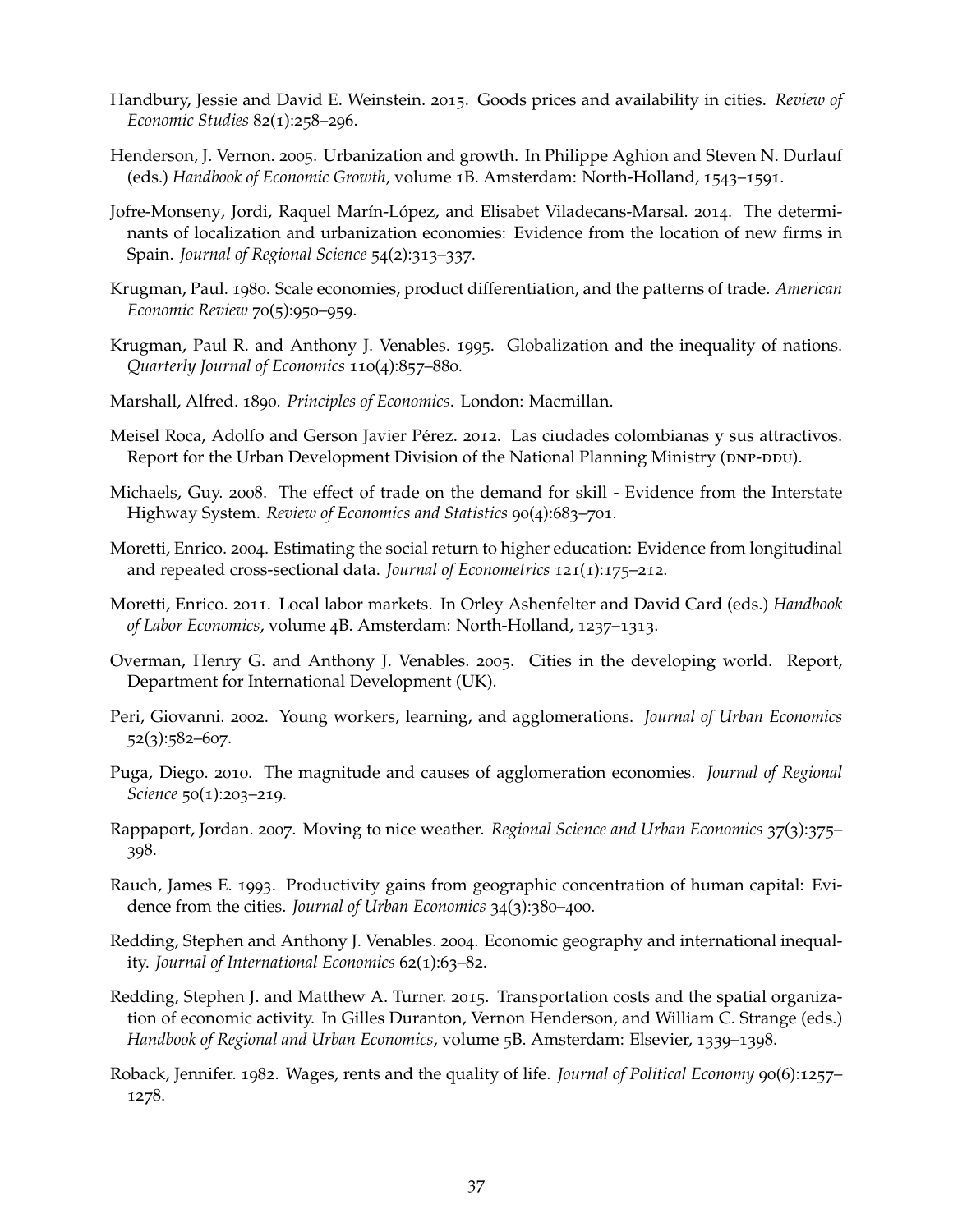Handbury, Jessie and David E. Weinstein. 2015. Goods prices and availability in cities. *Review of Economic Studies* 82(1):258–296.

Henderson, J. Vernon. 2005. Urbanization and growth. In Philippe Aghion and Steven N. Durlauf (eds.) *Handbook of Economic Growth*, volume 1B. Amsterdam: North-Holland, 1543–1591.

Jofre-Monseny, Jordi, Raquel Marín-López, and Elisabet Viladecans-Marsal. 2014. The determinants of localization and urbanization economies: Evidence from the location of new firms in Spain. *Journal of Regional Science* 54(2):313–337.

Krugman, Paul. 1980. Scale economies, product differentiation, and the patterns of trade. *American Economic Review* 70(5):950–959.

Krugman, Paul R. and Anthony J. Venables. 1995. Globalization and the inequality of nations. *Quarterly Journal of Economics* 110(4):857–880.

Marshall, Alfred. 1890. *Principles of Economics*. London: Macmillan.

Meisel Roca, Adolfo and Gerson Javier Pérez. 2012. Las ciudades colombianas y sus attractivos. Report for the Urban Development Division of the National Planning Ministry (DNP-DDU).

Michaels, Guy. 2008. The effect of trade on the demand for skill - Evidence from the Interstate Highway System. *Review of Economics and Statistics* 90(4):683–701.

Moretti, Enrico. 2004. Estimating the social return to higher education: Evidence from longitudinal and repeated cross-sectional data. *Journal of Econometrics* 121(1):175–212.

Moretti, Enrico. 2011. Local labor markets. In Orley Ashenfelter and David Card (eds.) *Handbook of Labor Economics*, volume 4B. Amsterdam: North-Holland, 1237–1313.

Overman, Henry G. and Anthony J. Venables. 2005. Cities in the developing world. Report, Department for International Development (UK).

Peri, Giovanni. 2002. Young workers, learning, and agglomerations. *Journal of Urban Economics* 52(3):582–607.

Puga, Diego. 2010. The magnitude and causes of agglomeration economies. *Journal of Regional Science* 50(1):203–219.

Rappaport, Jordan. 2007. Moving to nice weather. *Regional Science and Urban Economics* 37(3):375–398.

Rauch, James E. 1993. Productivity gains from geographic concentration of human capital: Evidence from the cities. *Journal of Urban Economics* 34(3):380–400.

Redding, Stephen and Anthony J. Venables. 2004. Economic geography and international inequality. *Journal of International Economics* 62(1):63–82.

Redding, Stephen J. and Matthew A. Turner. 2015. Transportation costs and the spatial organization of economic activity. In Gilles Duranton, Vernon Henderson, and William C. Strange (eds.) *Handbook of Regional and Urban Economics*, volume 5B. Amsterdam: Elsevier, 1339–1398.

Roback, Jennifer. 1982. Wages, rents and the quality of life. *Journal of Political Economy* 90(6):1257–1278.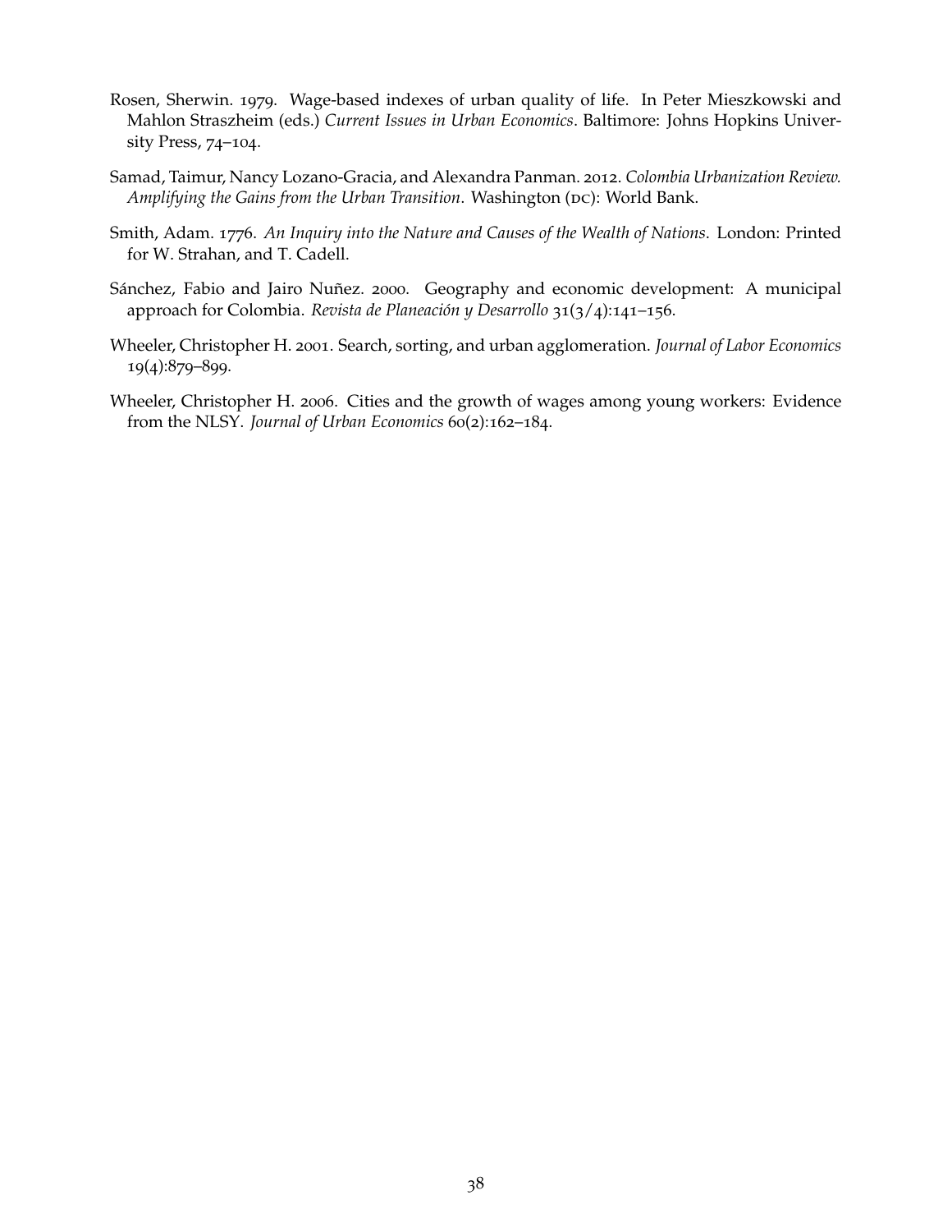Rosen, Sherwin. 1979. Wage-based indexes of urban quality of life. In Peter Mieszkowski and Mahlon Straszheim (eds.) *Current Issues in Urban Economics*. Baltimore: Johns Hopkins University Press, 74–104.

Samad, Taimur, Nancy Lozano-Gracia, and Alexandra Panman. 2012. *Colombia Urbanization Review. Amplifying the Gains from the Urban Transition*. Washington (DC): World Bank.

Smith, Adam. 1776. *An Inquiry into the Nature and Causes of the Wealth of Nations*. London: Printed for W. Strahan, and T. Cadell.

Sánchez, Fabio and Jairo Nuñez. 2000. Geography and economic development: A municipal approach for Colombia. *Revista de Planeación y Desarrollo* 31(3/4):141–156.

Wheeler, Christopher H. 2001. Search, sorting, and urban agglomeration. *Journal of Labor Economics* 19(4):879–899.

Wheeler, Christopher H. 2006. Cities and the growth of wages among young workers: Evidence from the NLSY. *Journal of Urban Economics* 60(2):162–184.